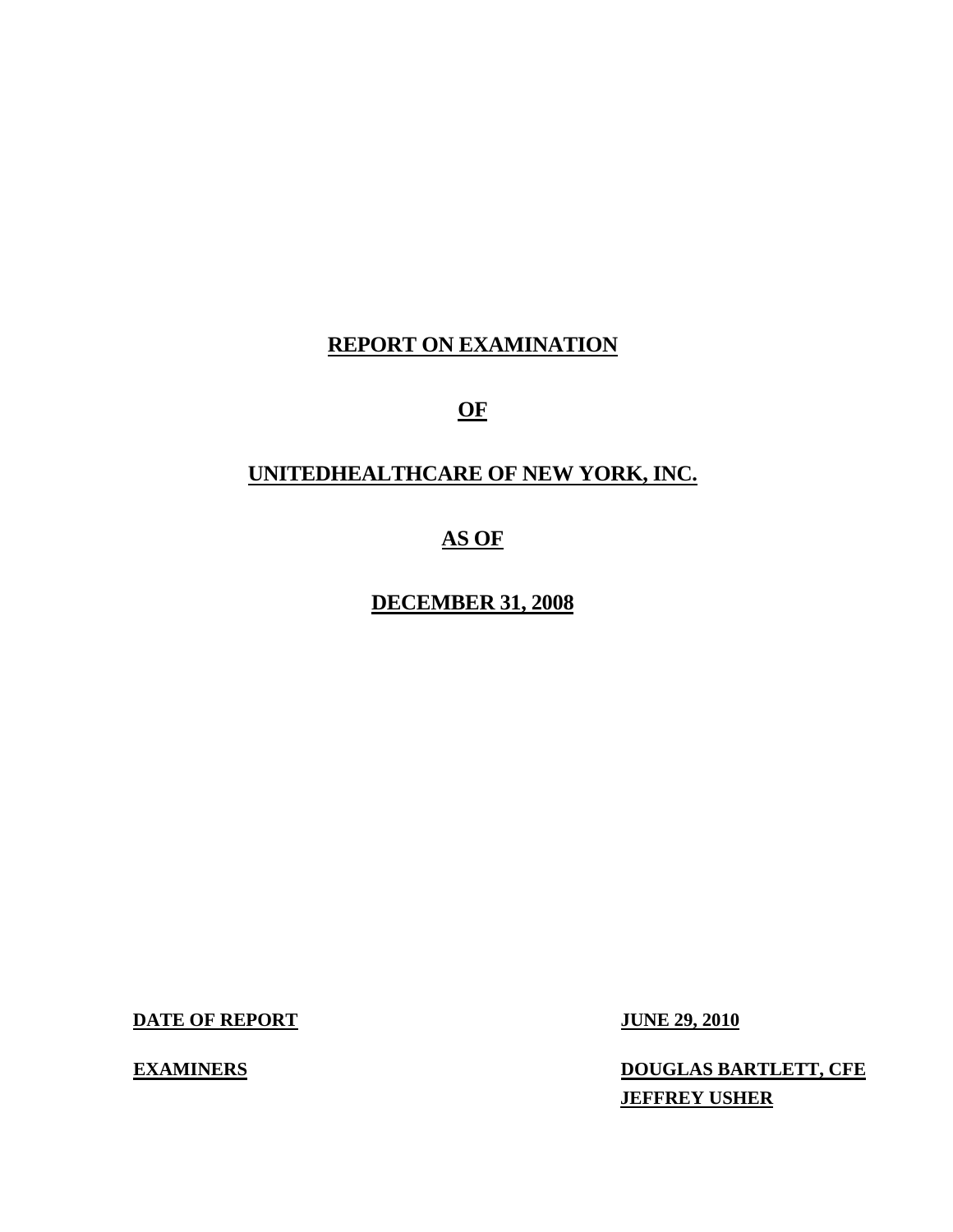# REPORT ON EXAMINATION

# OF

# UNITEDHEALTHCARE OF NEW YORK, INC.

# AS OF

# DECEMBER 31, 2008

| | |
|---|---|
| **DATE OF REPORT** | **JUNE 29, 2010** |
| **EXAMINERS** | **DOUGLAS BARTLETT, CFE** |
| | **JEFFREY USHER** |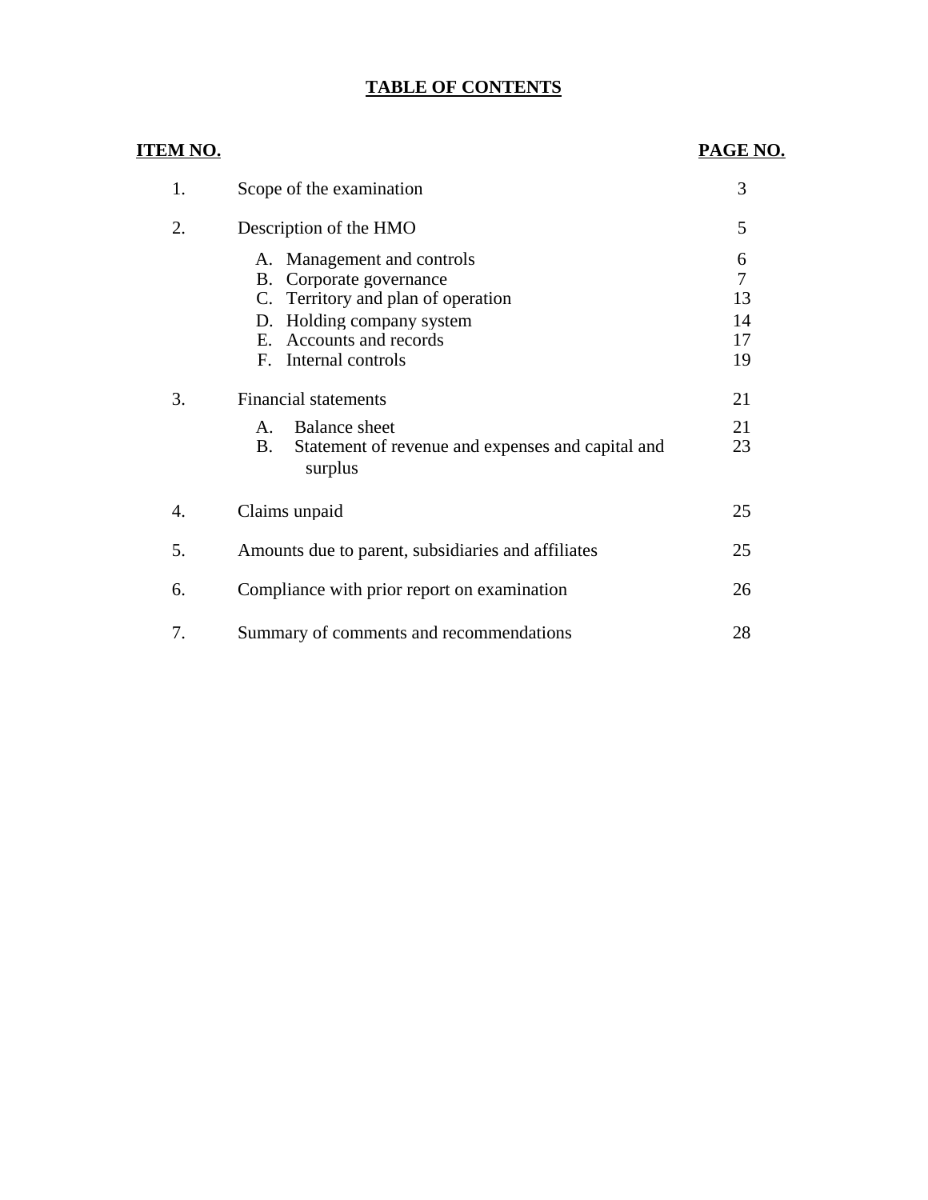# TABLE OF CONTENTS

| ITEM NO. | | PAGE NO. |
|---|---|---|
| 1. | Scope of the examination | 3 |
| 2. | Description of the HMO | 5 |
| | A. Management and controls | 6 |
| | B. Corporate governance | 7 |
| | C. Territory and plan of operation | 13 |
| | D. Holding company system | 14 |
| | E. Accounts and records | 17 |
| | F. Internal controls | 19 |
| 3. | Financial statements | 21 |
| | A. Balance sheet | 21 |
| | B. Statement of revenue and expenses and capital and surplus | 23 |
| 4. | Claims unpaid | 25 |
| 5. | Amounts due to parent, subsidiaries and affiliates | 25 |
| 6. | Compliance with prior report on examination | 26 |
| 7. | Summary of comments and recommendations | 28 |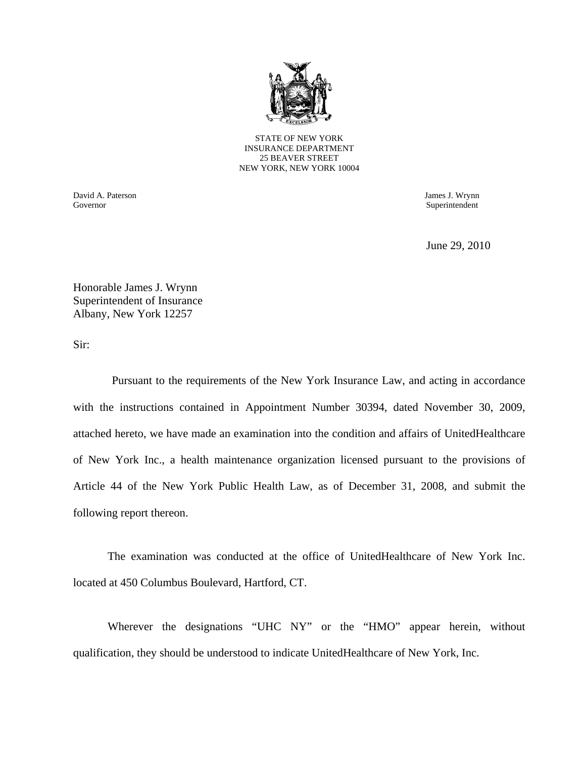STATE OF NEW YORK
INSURANCE DEPARTMENT
25 BEAVER STREET
NEW YORK, NEW YORK 10004

David A. Paterson
Governor

James J. Wrynn
Superintendent

June 29, 2010

Honorable James J. Wrynn
Superintendent of Insurance
Albany, New York 12257

Sir:

Pursuant to the requirements of the New York Insurance Law, and acting in accordance with the instructions contained in Appointment Number 30394, dated November 30, 2009, attached hereto, we have made an examination into the condition and affairs of UnitedHealthcare of New York Inc., a health maintenance organization licensed pursuant to the provisions of Article 44 of the New York Public Health Law, as of December 31, 2008, and submit the following report thereon.

The examination was conducted at the office of UnitedHealthcare of New York Inc. located at 450 Columbus Boulevard, Hartford, CT.

Wherever the designations "UHC NY" or the "HMO" appear herein, without qualification, they should be understood to indicate UnitedHealthcare of New York, Inc.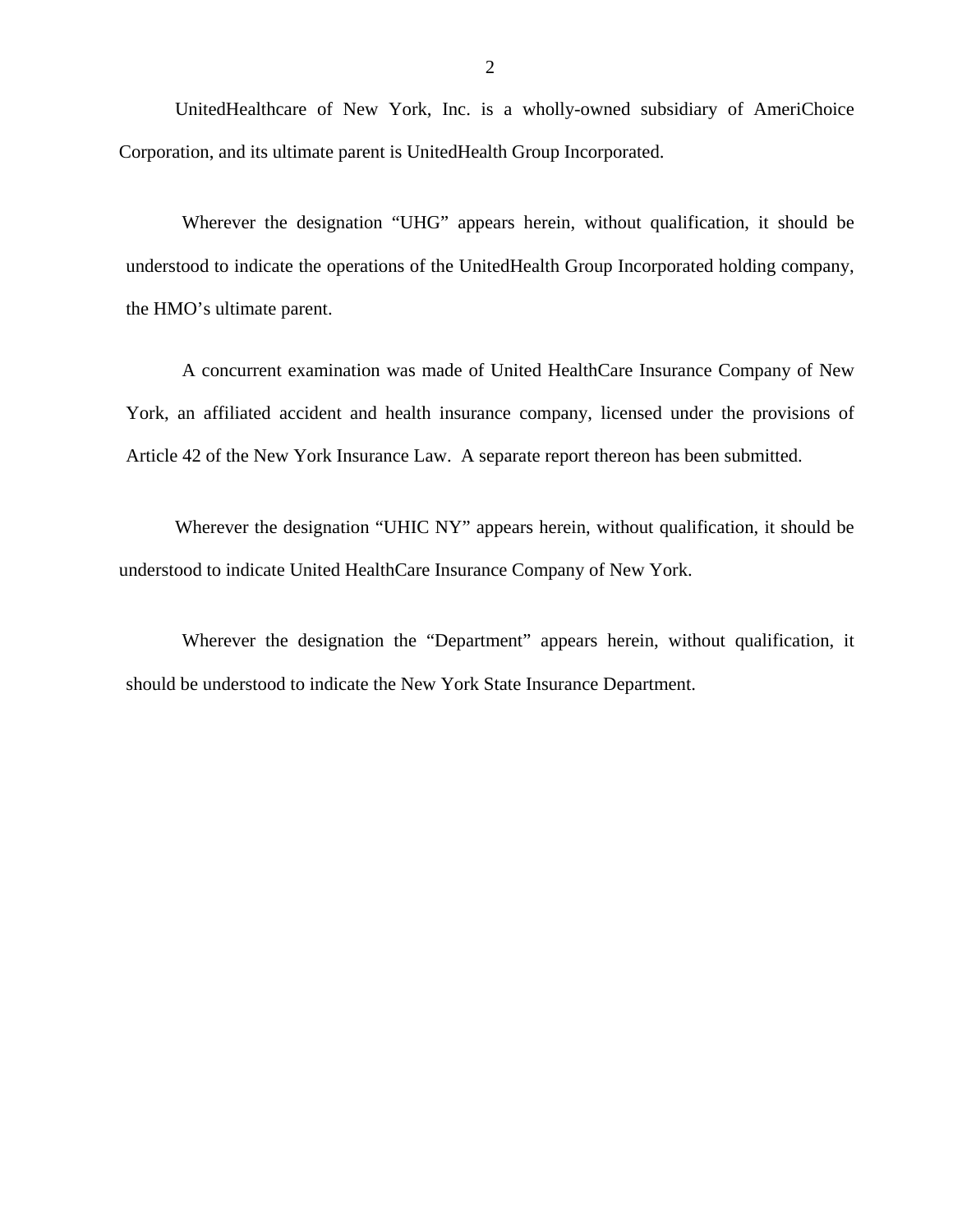UnitedHealthcare of New York, Inc. is a wholly-owned subsidiary of AmeriChoice Corporation, and its ultimate parent is UnitedHealth Group Incorporated.

Wherever the designation “UHG” appears herein, without qualification, it should be understood to indicate the operations of the UnitedHealth Group Incorporated holding company, the HMO’s ultimate parent.

A concurrent examination was made of United HealthCare Insurance Company of New York, an affiliated accident and health insurance company, licensed under the provisions of Article 42 of the New York Insurance Law. A separate report thereon has been submitted.

Wherever the designation “UHIC NY” appears herein, without qualification, it should be understood to indicate United HealthCare Insurance Company of New York.

Wherever the designation the “Department” appears herein, without qualification, it should be understood to indicate the New York State Insurance Department.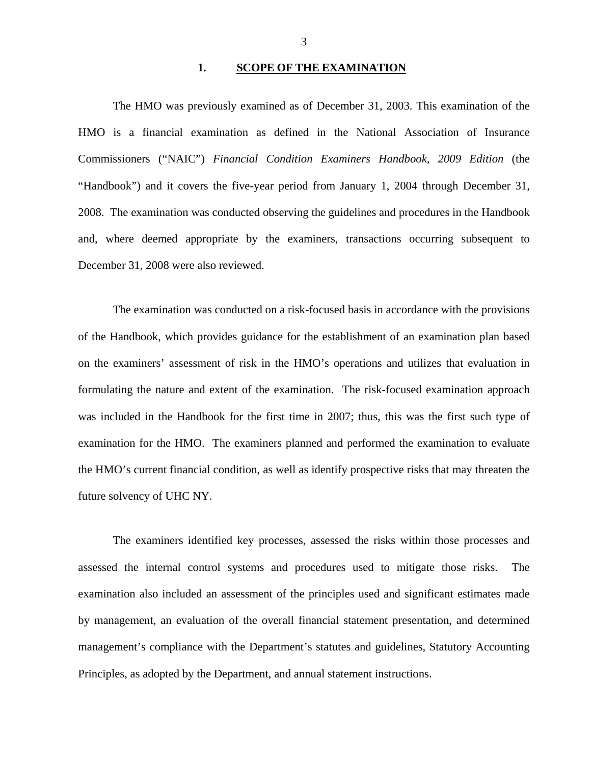## 1. SCOPE OF THE EXAMINATION

The HMO was previously examined as of December 31, 2003. This examination of the HMO is a financial examination as defined in the National Association of Insurance Commissioners ("NAIC") *Financial Condition Examiners Handbook, 2009 Edition* (the "Handbook") and it covers the five-year period from January 1, 2004 through December 31, 2008. The examination was conducted observing the guidelines and procedures in the Handbook and, where deemed appropriate by the examiners, transactions occurring subsequent to December 31, 2008 were also reviewed.

The examination was conducted on a risk-focused basis in accordance with the provisions of the Handbook, which provides guidance for the establishment of an examination plan based on the examiners' assessment of risk in the HMO's operations and utilizes that evaluation in formulating the nature and extent of the examination. The risk-focused examination approach was included in the Handbook for the first time in 2007; thus, this was the first such type of examination for the HMO. The examiners planned and performed the examination to evaluate the HMO's current financial condition, as well as identify prospective risks that may threaten the future solvency of UHC NY.

The examiners identified key processes, assessed the risks within those processes and assessed the internal control systems and procedures used to mitigate those risks. The examination also included an assessment of the principles used and significant estimates made by management, an evaluation of the overall financial statement presentation, and determined management's compliance with the Department's statutes and guidelines, Statutory Accounting Principles, as adopted by the Department, and annual statement instructions.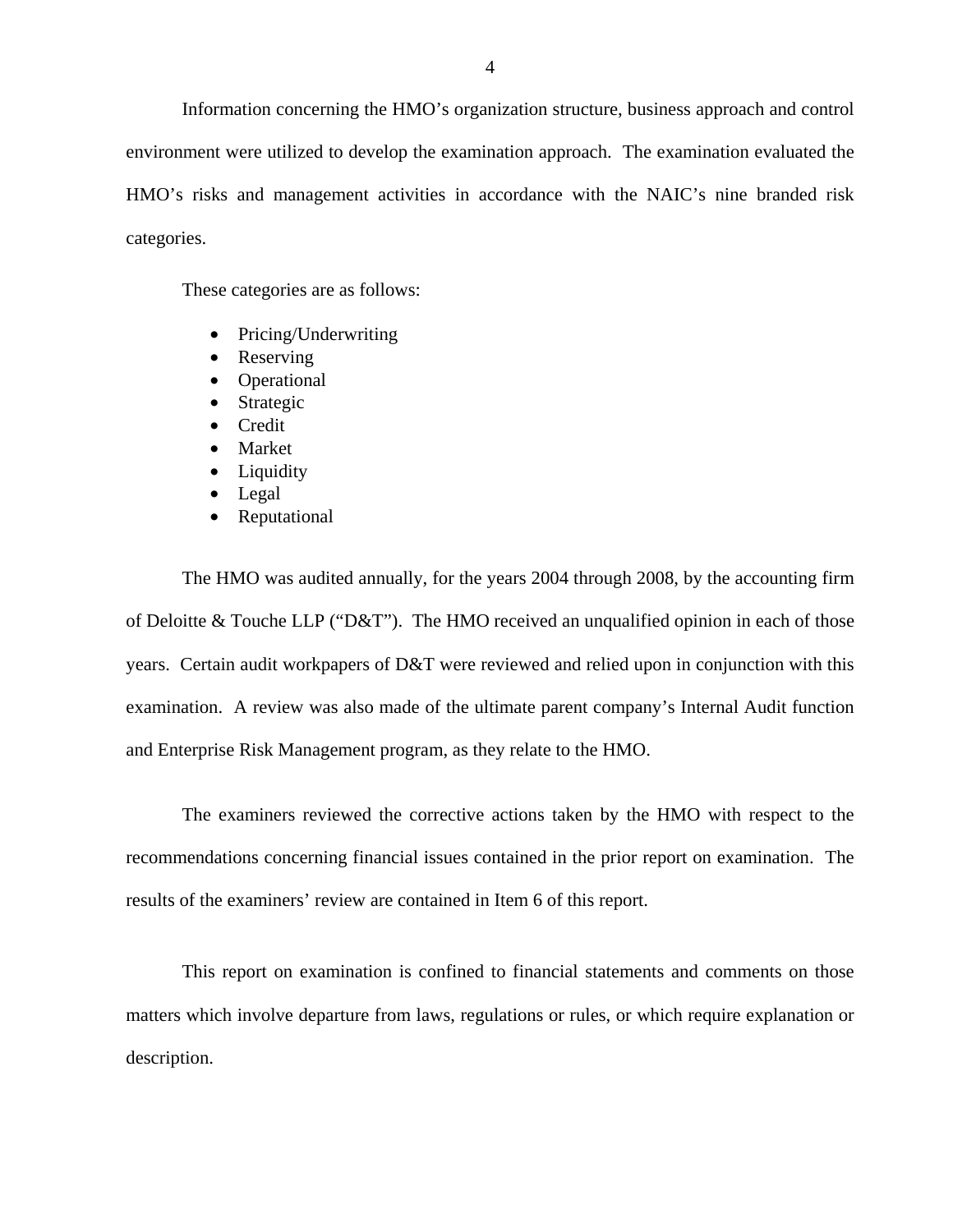Information concerning the HMO's organization structure, business approach and control environment were utilized to develop the examination approach. The examination evaluated the HMO's risks and management activities in accordance with the NAIC's nine branded risk categories.

These categories are as follows:

- Pricing/Underwriting
- Reserving
- Operational
- Strategic
- Credit
- Market
- Liquidity
- Legal
- Reputational

The HMO was audited annually, for the years 2004 through 2008, by the accounting firm of Deloitte & Touche LLP ("D&T"). The HMO received an unqualified opinion in each of those years. Certain audit workpapers of D&T were reviewed and relied upon in conjunction with this examination. A review was also made of the ultimate parent company's Internal Audit function and Enterprise Risk Management program, as they relate to the HMO.

The examiners reviewed the corrective actions taken by the HMO with respect to the recommendations concerning financial issues contained in the prior report on examination. The results of the examiners' review are contained in Item 6 of this report.

This report on examination is confined to financial statements and comments on those matters which involve departure from laws, regulations or rules, or which require explanation or description.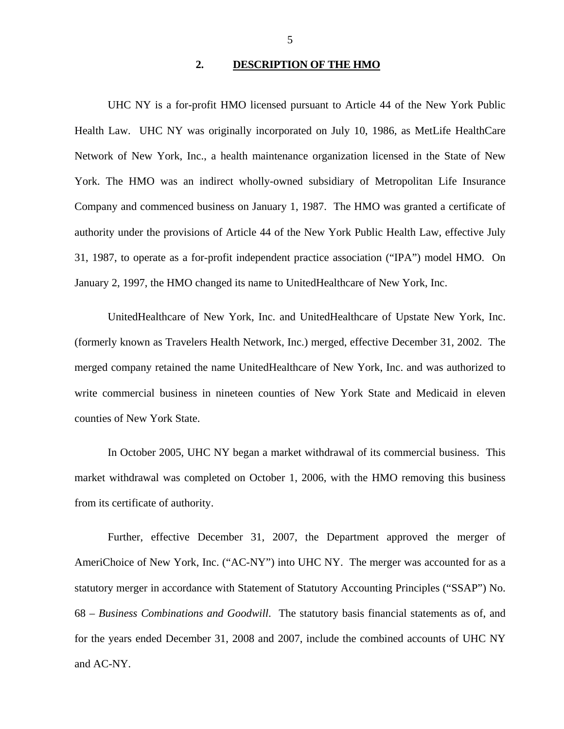## 2. DESCRIPTION OF THE HMO

UHC NY is a for-profit HMO licensed pursuant to Article 44 of the New York Public Health Law. UHC NY was originally incorporated on July 10, 1986, as MetLife HealthCare Network of New York, Inc., a health maintenance organization licensed in the State of New York. The HMO was an indirect wholly-owned subsidiary of Metropolitan Life Insurance Company and commenced business on January 1, 1987. The HMO was granted a certificate of authority under the provisions of Article 44 of the New York Public Health Law, effective July 31, 1987, to operate as a for-profit independent practice association ("IPA") model HMO. On January 2, 1997, the HMO changed its name to UnitedHealthcare of New York, Inc.

UnitedHealthcare of New York, Inc. and UnitedHealthcare of Upstate New York, Inc. (formerly known as Travelers Health Network, Inc.) merged, effective December 31, 2002. The merged company retained the name UnitedHealthcare of New York, Inc. and was authorized to write commercial business in nineteen counties of New York State and Medicaid in eleven counties of New York State.

In October 2005, UHC NY began a market withdrawal of its commercial business. This market withdrawal was completed on October 1, 2006, with the HMO removing this business from its certificate of authority.

Further, effective December 31, 2007, the Department approved the merger of AmeriChoice of New York, Inc. ("AC-NY") into UHC NY. The merger was accounted for as a statutory merger in accordance with Statement of Statutory Accounting Principles ("SSAP") No. 68 – *Business Combinations and Goodwill*. The statutory basis financial statements as of, and for the years ended December 31, 2008 and 2007, include the combined accounts of UHC NY and AC-NY.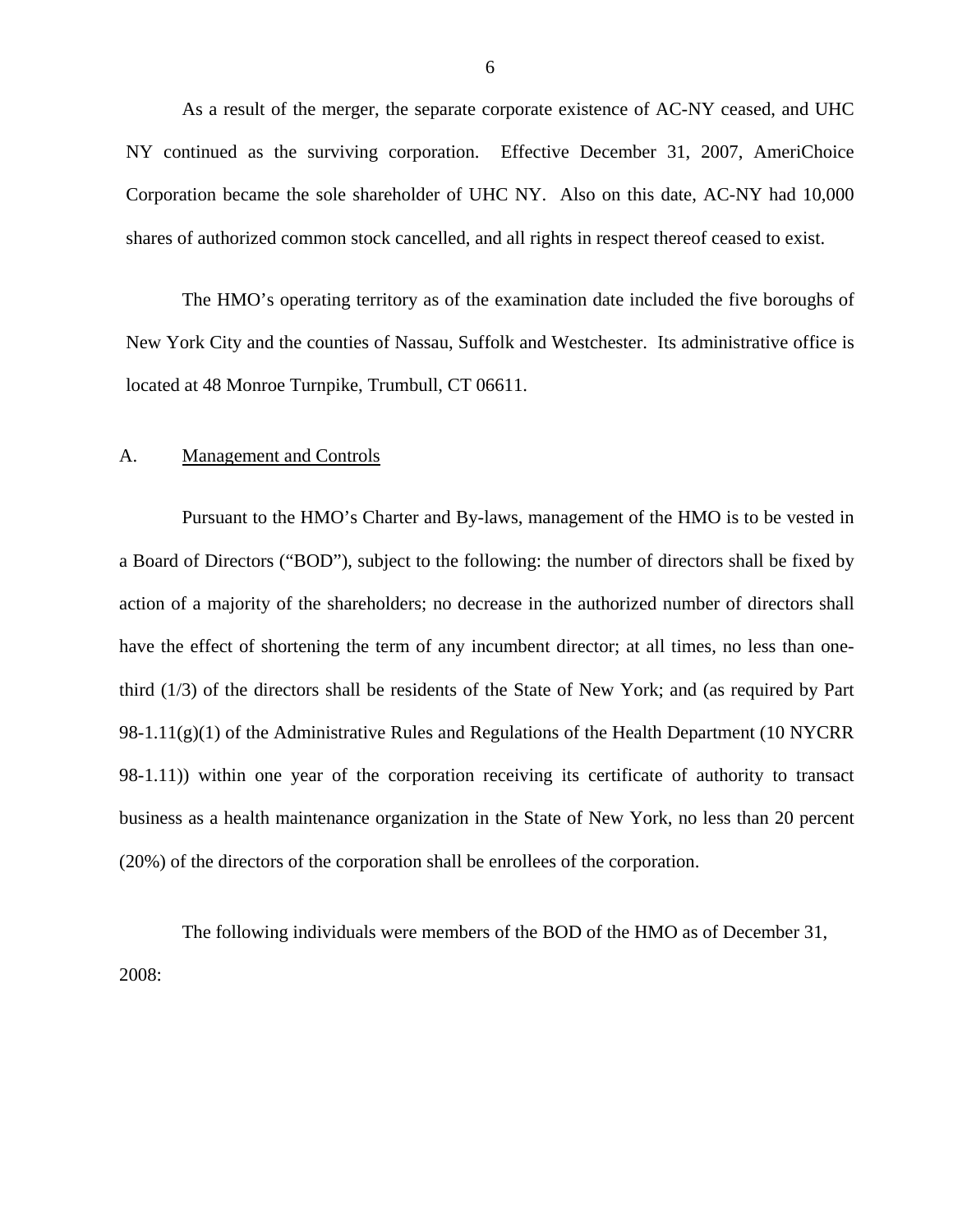As a result of the merger, the separate corporate existence of AC-NY ceased, and UHC NY continued as the surviving corporation. Effective December 31, 2007, AmeriChoice Corporation became the sole shareholder of UHC NY. Also on this date, AC-NY had 10,000 shares of authorized common stock cancelled, and all rights in respect thereof ceased to exist.

The HMO's operating territory as of the examination date included the five boroughs of New York City and the counties of Nassau, Suffolk and Westchester. Its administrative office is located at 48 Monroe Turnpike, Trumbull, CT 06611.

## A. Management and Controls

Pursuant to the HMO's Charter and By-laws, management of the HMO is to be vested in a Board of Directors ("BOD"), subject to the following: the number of directors shall be fixed by action of a majority of the shareholders; no decrease in the authorized number of directors shall have the effect of shortening the term of any incumbent director; at all times, no less than one-third (1/3) of the directors shall be residents of the State of New York; and (as required by Part 98-1.11(g)(1) of the Administrative Rules and Regulations of the Health Department (10 NYCRR 98-1.11)) within one year of the corporation receiving its certificate of authority to transact business as a health maintenance organization in the State of New York, no less than 20 percent (20%) of the directors of the corporation shall be enrollees of the corporation.

The following individuals were members of the BOD of the HMO as of December 31, 2008: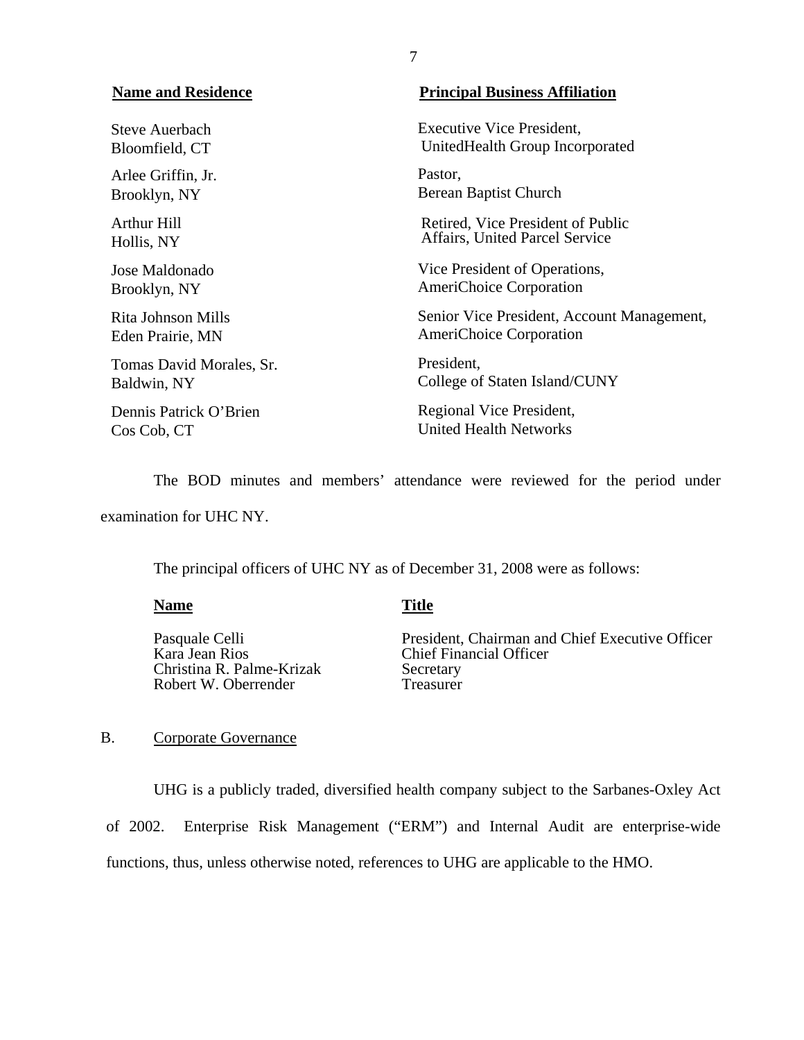| Name and Residence | Principal Business Affiliation |
|---|---|
| Steve Auerbach<br>Bloomfield, CT | Executive Vice President,<br>UnitedHealth Group Incorporated |
| Arlee Griffin, Jr.<br>Brooklyn, NY | Pastor,<br>Berean Baptist Church |
| Arthur Hill<br>Hollis, NY | Retired, Vice President of Public<br>Affairs, United Parcel Service |
| Jose Maldonado<br>Brooklyn, NY | Vice President of Operations,<br>AmeriChoice Corporation |
| Rita Johnson Mills<br>Eden Prairie, MN | Senior Vice President, Account Management,<br>AmeriChoice Corporation |
| Tomas David Morales, Sr.<br>Baldwin, NY | President,<br>College of Staten Island/CUNY |
| Dennis Patrick O'Brien<br>Cos Cob, CT | Regional Vice President,<br>United Health Networks |

The BOD minutes and members' attendance were reviewed for the period under examination for UHC NY.

The principal officers of UHC NY as of December 31, 2008 were as follows:

| Name | Title |
|---|---|
| Pasquale Celli | President, Chairman and Chief Executive Officer |
| Kara Jean Rios | Chief Financial Officer |
| Christina R. Palme-Krizak | Secretary |
| Robert W. Oberrender | Treasurer |

## B. Corporate Governance

UHG is a publicly traded, diversified health company subject to the Sarbanes-Oxley Act of 2002. Enterprise Risk Management ("ERM") and Internal Audit are enterprise-wide functions, thus, unless otherwise noted, references to UHG are applicable to the HMO.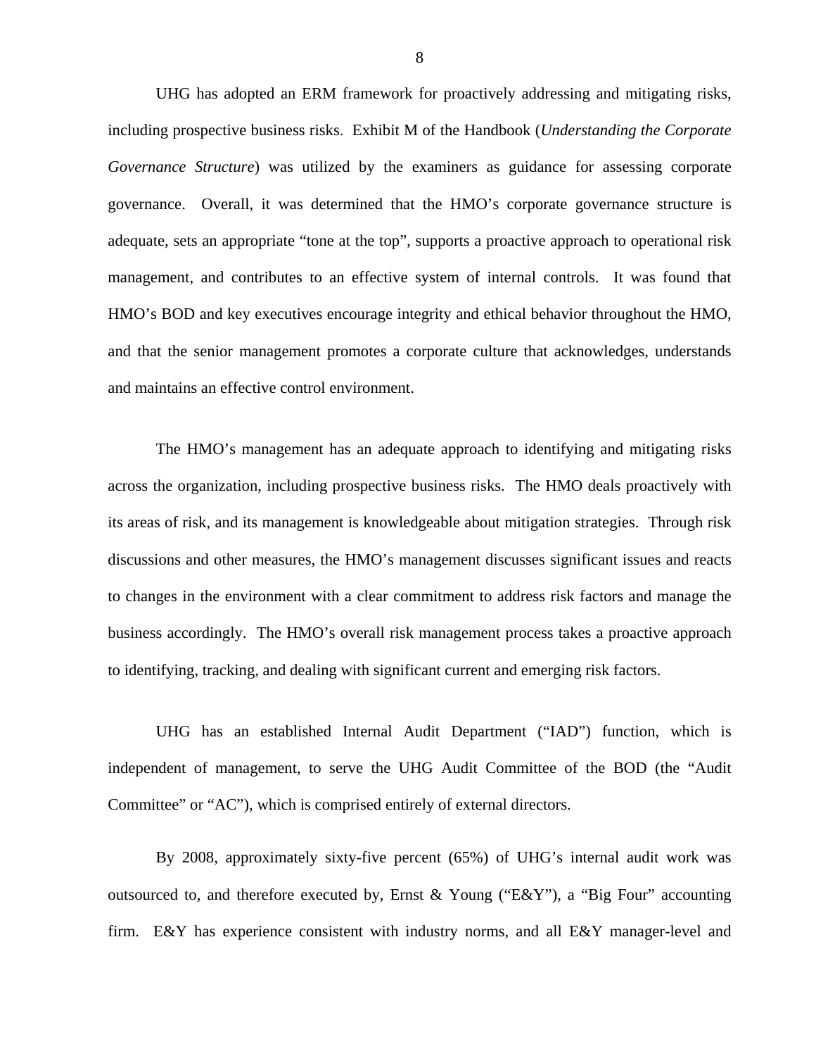UHG has adopted an ERM framework for proactively addressing and mitigating risks, including prospective business risks. Exhibit M of the Handbook (*Understanding the Corporate Governance Structure*) was utilized by the examiners as guidance for assessing corporate governance. Overall, it was determined that the HMO's corporate governance structure is adequate, sets an appropriate "tone at the top", supports a proactive approach to operational risk management, and contributes to an effective system of internal controls. It was found that HMO's BOD and key executives encourage integrity and ethical behavior throughout the HMO, and that the senior management promotes a corporate culture that acknowledges, understands and maintains an effective control environment.

The HMO's management has an adequate approach to identifying and mitigating risks across the organization, including prospective business risks. The HMO deals proactively with its areas of risk, and its management is knowledgeable about mitigation strategies. Through risk discussions and other measures, the HMO's management discusses significant issues and reacts to changes in the environment with a clear commitment to address risk factors and manage the business accordingly. The HMO's overall risk management process takes a proactive approach to identifying, tracking, and dealing with significant current and emerging risk factors.

UHG has an established Internal Audit Department ("IAD") function, which is independent of management, to serve the UHG Audit Committee of the BOD (the "Audit Committee" or "AC"), which is comprised entirely of external directors.

By 2008, approximately sixty-five percent (65%) of UHG's internal audit work was outsourced to, and therefore executed by, Ernst & Young ("E&Y"), a "Big Four" accounting firm. E&Y has experience consistent with industry norms, and all E&Y manager-level and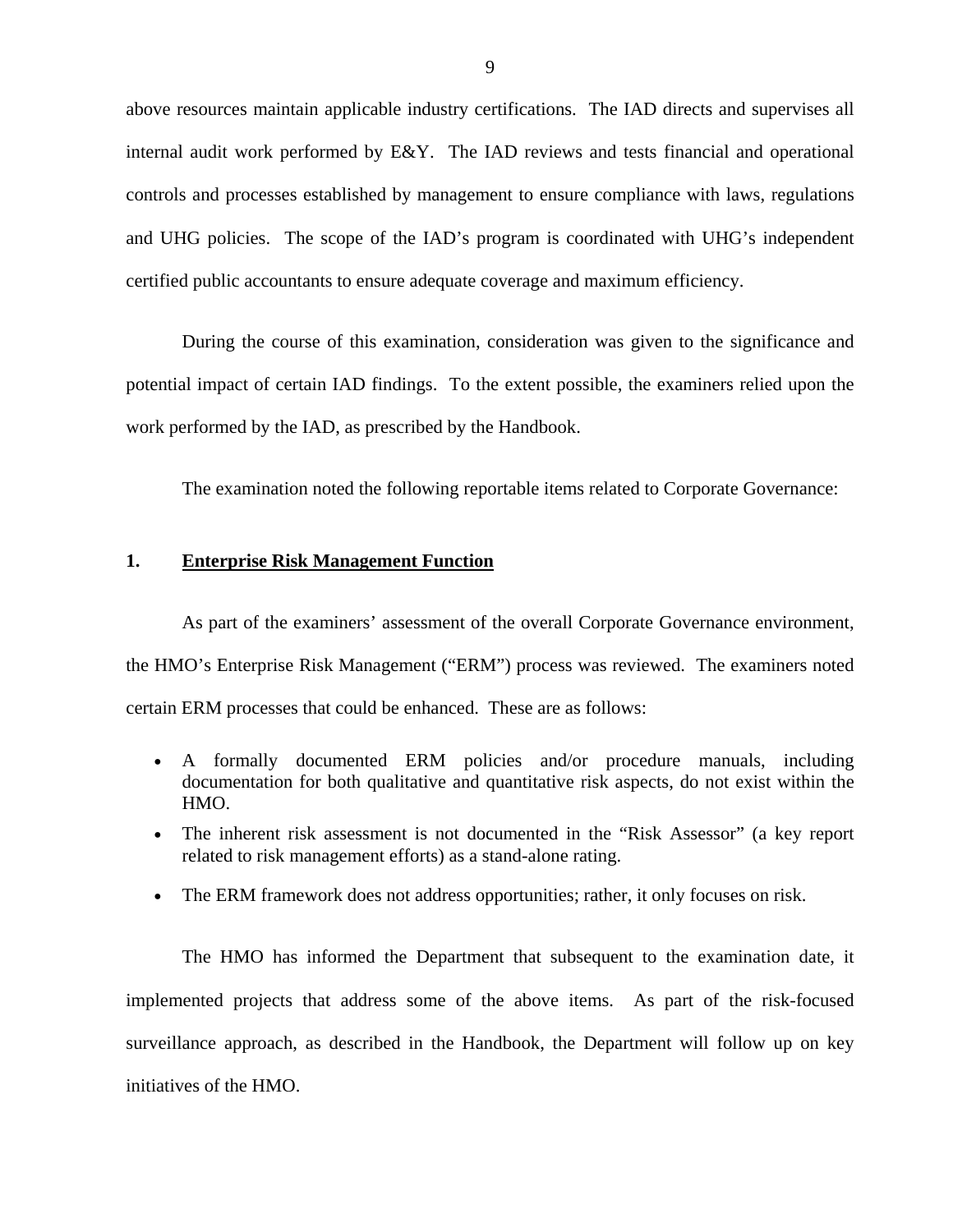above resources maintain applicable industry certifications. The IAD directs and supervises all internal audit work performed by E&Y. The IAD reviews and tests financial and operational controls and processes established by management to ensure compliance with laws, regulations and UHG policies. The scope of the IAD's program is coordinated with UHG's independent certified public accountants to ensure adequate coverage and maximum efficiency.

During the course of this examination, consideration was given to the significance and potential impact of certain IAD findings. To the extent possible, the examiners relied upon the work performed by the IAD, as prescribed by the Handbook.

The examination noted the following reportable items related to Corporate Governance:

## 1. <u>Enterprise Risk Management Function</u>

As part of the examiners' assessment of the overall Corporate Governance environment, the HMO's Enterprise Risk Management ("ERM") process was reviewed. The examiners noted certain ERM processes that could be enhanced. These are as follows:

- A formally documented ERM policies and/or procedure manuals, including documentation for both qualitative and quantitative risk aspects, do not exist within the HMO.
- The inherent risk assessment is not documented in the "Risk Assessor" (a key report related to risk management efforts) as a stand-alone rating.
- The ERM framework does not address opportunities; rather, it only focuses on risk.

The HMO has informed the Department that subsequent to the examination date, it implemented projects that address some of the above items. As part of the risk-focused surveillance approach, as described in the Handbook, the Department will follow up on key initiatives of the HMO.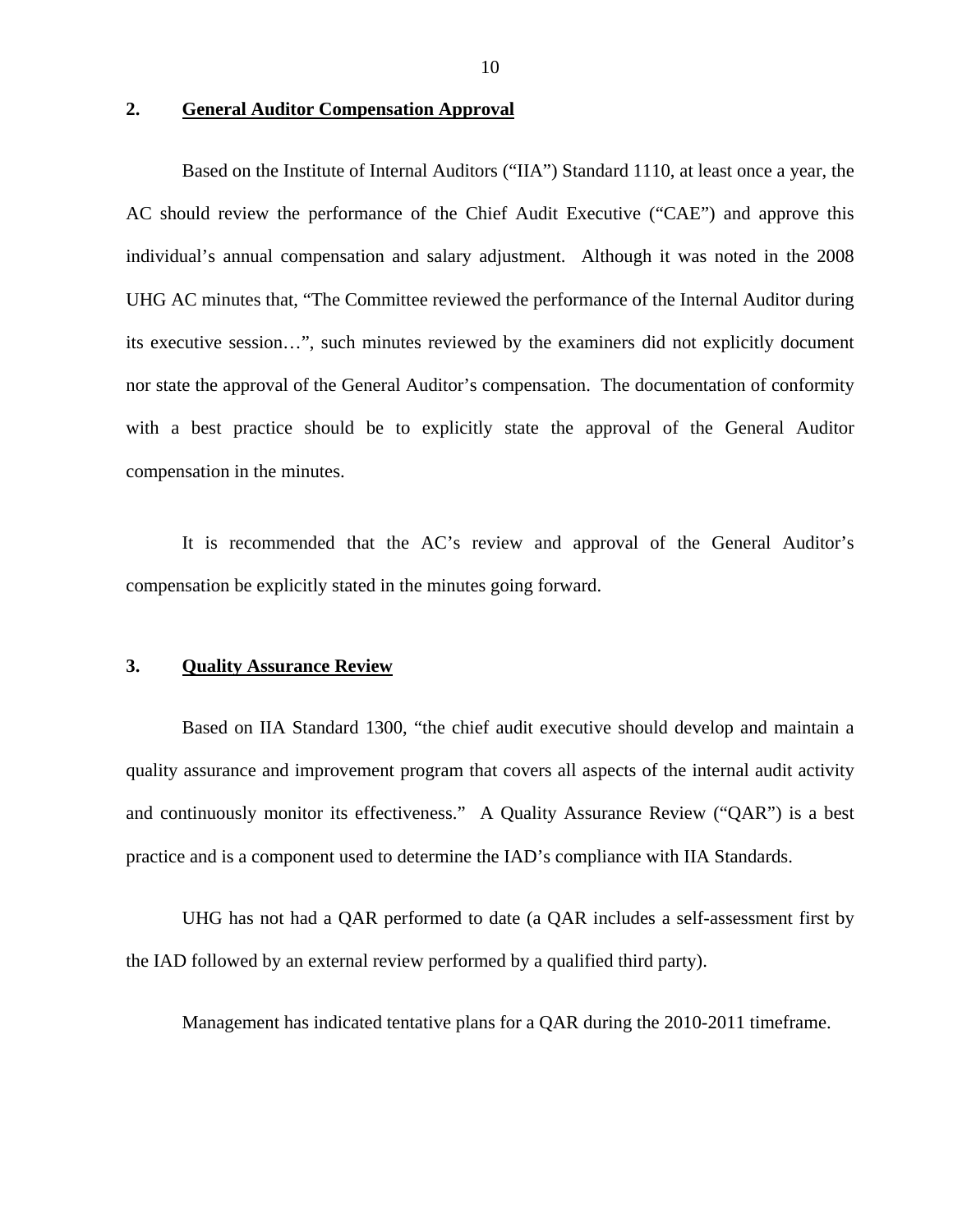### 2. General Auditor Compensation Approval

Based on the Institute of Internal Auditors ("IIA") Standard 1110, at least once a year, the AC should review the performance of the Chief Audit Executive ("CAE") and approve this individual's annual compensation and salary adjustment. Although it was noted in the 2008 UHG AC minutes that, "The Committee reviewed the performance of the Internal Auditor during its executive session…", such minutes reviewed by the examiners did not explicitly document nor state the approval of the General Auditor's compensation. The documentation of conformity with a best practice should be to explicitly state the approval of the General Auditor compensation in the minutes.

It is recommended that the AC's review and approval of the General Auditor's compensation be explicitly stated in the minutes going forward.

### 3. Quality Assurance Review

Based on IIA Standard 1300, "the chief audit executive should develop and maintain a quality assurance and improvement program that covers all aspects of the internal audit activity and continuously monitor its effectiveness." A Quality Assurance Review ("QAR") is a best practice and is a component used to determine the IAD's compliance with IIA Standards.

UHG has not had a QAR performed to date (a QAR includes a self-assessment first by the IAD followed by an external review performed by a qualified third party).

Management has indicated tentative plans for a QAR during the 2010-2011 timeframe.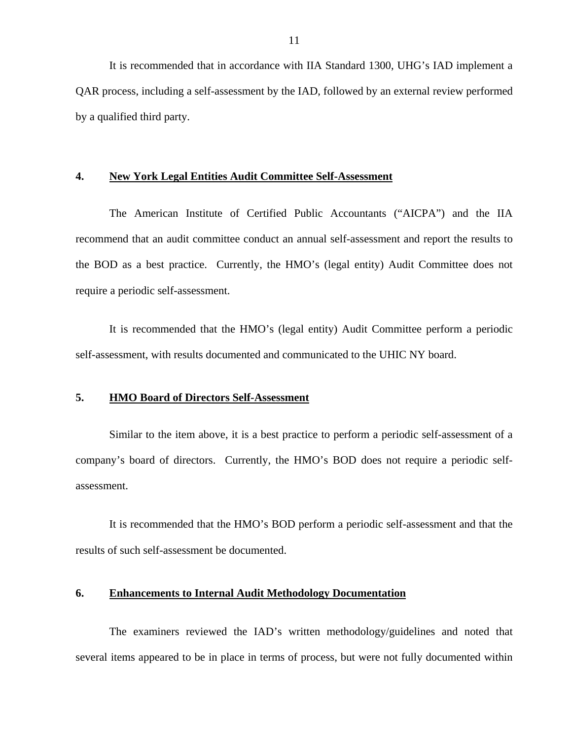It is recommended that in accordance with IIA Standard 1300, UHG's IAD implement a QAR process, including a self-assessment by the IAD, followed by an external review performed by a qualified third party.

### 4. New York Legal Entities Audit Committee Self-Assessment

The American Institute of Certified Public Accountants ("AICPA") and the IIA recommend that an audit committee conduct an annual self-assessment and report the results to the BOD as a best practice. Currently, the HMO's (legal entity) Audit Committee does not require a periodic self-assessment.

It is recommended that the HMO's (legal entity) Audit Committee perform a periodic self-assessment, with results documented and communicated to the UHIC NY board.

### 5. HMO Board of Directors Self-Assessment

Similar to the item above, it is a best practice to perform a periodic self-assessment of a company's board of directors. Currently, the HMO's BOD does not require a periodic self-assessment.

It is recommended that the HMO's BOD perform a periodic self-assessment and that the results of such self-assessment be documented.

### 6. Enhancements to Internal Audit Methodology Documentation

The examiners reviewed the IAD's written methodology/guidelines and noted that several items appeared to be in place in terms of process, but were not fully documented within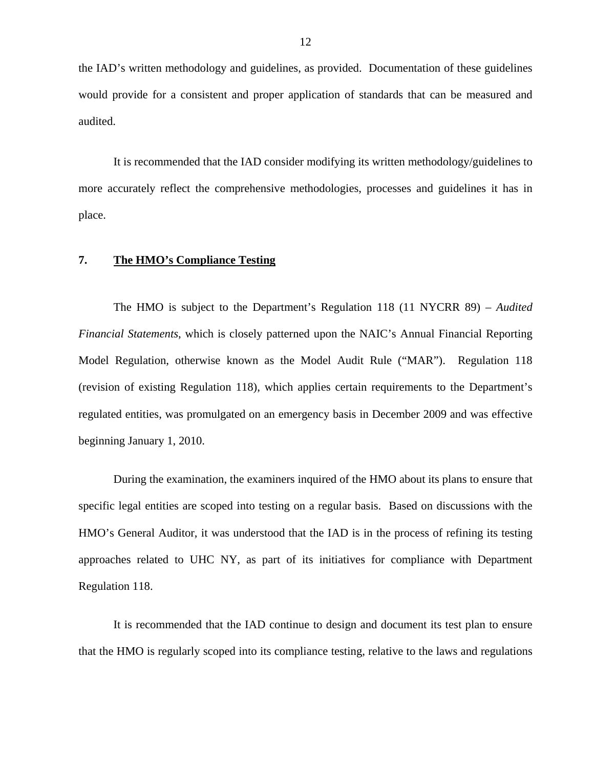the IAD's written methodology and guidelines, as provided. Documentation of these guidelines would provide for a consistent and proper application of standards that can be measured and audited.

It is recommended that the IAD consider modifying its written methodology/guidelines to more accurately reflect the comprehensive methodologies, processes and guidelines it has in place.

## 7. The HMO's Compliance Testing

The HMO is subject to the Department's Regulation 118 (11 NYCRR 89) – *Audited Financial Statements*, which is closely patterned upon the NAIC's Annual Financial Reporting Model Regulation, otherwise known as the Model Audit Rule ("MAR"). Regulation 118 (revision of existing Regulation 118), which applies certain requirements to the Department's regulated entities, was promulgated on an emergency basis in December 2009 and was effective beginning January 1, 2010.

During the examination, the examiners inquired of the HMO about its plans to ensure that specific legal entities are scoped into testing on a regular basis. Based on discussions with the HMO's General Auditor, it was understood that the IAD is in the process of refining its testing approaches related to UHC NY, as part of its initiatives for compliance with Department Regulation 118.

It is recommended that the IAD continue to design and document its test plan to ensure that the HMO is regularly scoped into its compliance testing, relative to the laws and regulations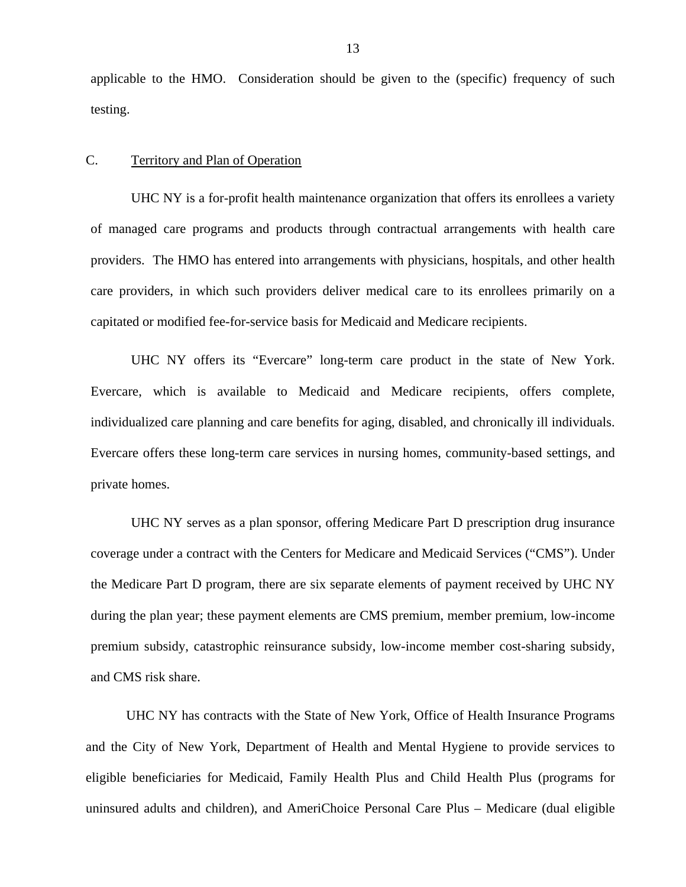applicable to the HMO. Consideration should be given to the (specific) frequency of such testing.

C. Territory and Plan of Operation

UHC NY is a for-profit health maintenance organization that offers its enrollees a variety of managed care programs and products through contractual arrangements with health care providers. The HMO has entered into arrangements with physicians, hospitals, and other health care providers, in which such providers deliver medical care to its enrollees primarily on a capitated or modified fee-for-service basis for Medicaid and Medicare recipients.

UHC NY offers its "Evercare" long-term care product in the state of New York. Evercare, which is available to Medicaid and Medicare recipients, offers complete, individualized care planning and care benefits for aging, disabled, and chronically ill individuals. Evercare offers these long-term care services in nursing homes, community-based settings, and private homes.

UHC NY serves as a plan sponsor, offering Medicare Part D prescription drug insurance coverage under a contract with the Centers for Medicare and Medicaid Services ("CMS"). Under the Medicare Part D program, there are six separate elements of payment received by UHC NY during the plan year; these payment elements are CMS premium, member premium, low-income premium subsidy, catastrophic reinsurance subsidy, low-income member cost-sharing subsidy, and CMS risk share.

UHC NY has contracts with the State of New York, Office of Health Insurance Programs and the City of New York, Department of Health and Mental Hygiene to provide services to eligible beneficiaries for Medicaid, Family Health Plus and Child Health Plus (programs for uninsured adults and children), and AmeriChoice Personal Care Plus – Medicare (dual eligible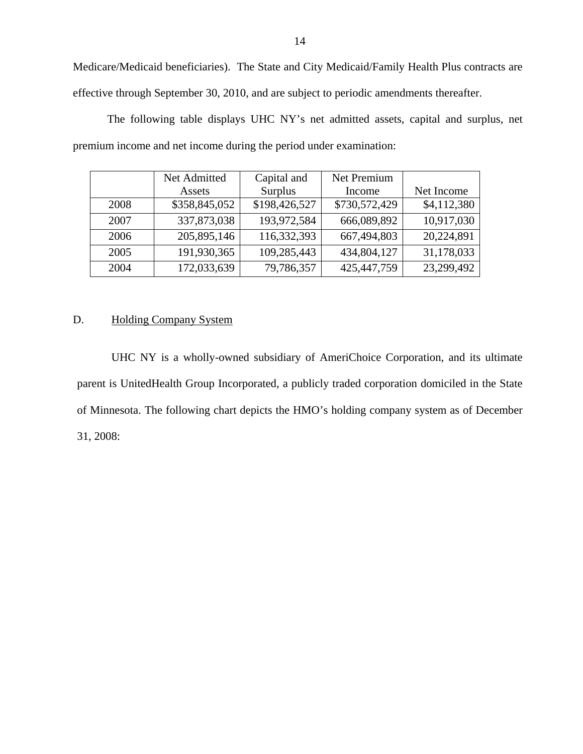Medicare/Medicaid beneficiaries). The State and City Medicaid/Family Health Plus contracts are effective through September 30, 2010, and are subject to periodic amendments thereafter.

The following table displays UHC NY's net admitted assets, capital and surplus, net premium income and net income during the period under examination:

| | Net Admitted Assets | Capital and Surplus | Net Premium Income | Net Income |
|---|---|---|---|---|
| 2008 | $358,845,052 | $198,426,527 | $730,572,429 | $4,112,380 |
| 2007 | 337,873,038 | 193,972,584 | 666,089,892 | 10,917,030 |
| 2006 | 205,895,146 | 116,332,393 | 667,494,803 | 20,224,891 |
| 2005 | 191,930,365 | 109,285,443 | 434,804,127 | 31,178,033 |
| 2004 | 172,033,639 | 79,786,357 | 425,447,759 | 23,299,492 |

## D. Holding Company System

UHC NY is a wholly-owned subsidiary of AmeriChoice Corporation, and its ultimate parent is UnitedHealth Group Incorporated, a publicly traded corporation domiciled in the State of Minnesota. The following chart depicts the HMO's holding company system as of December 31, 2008: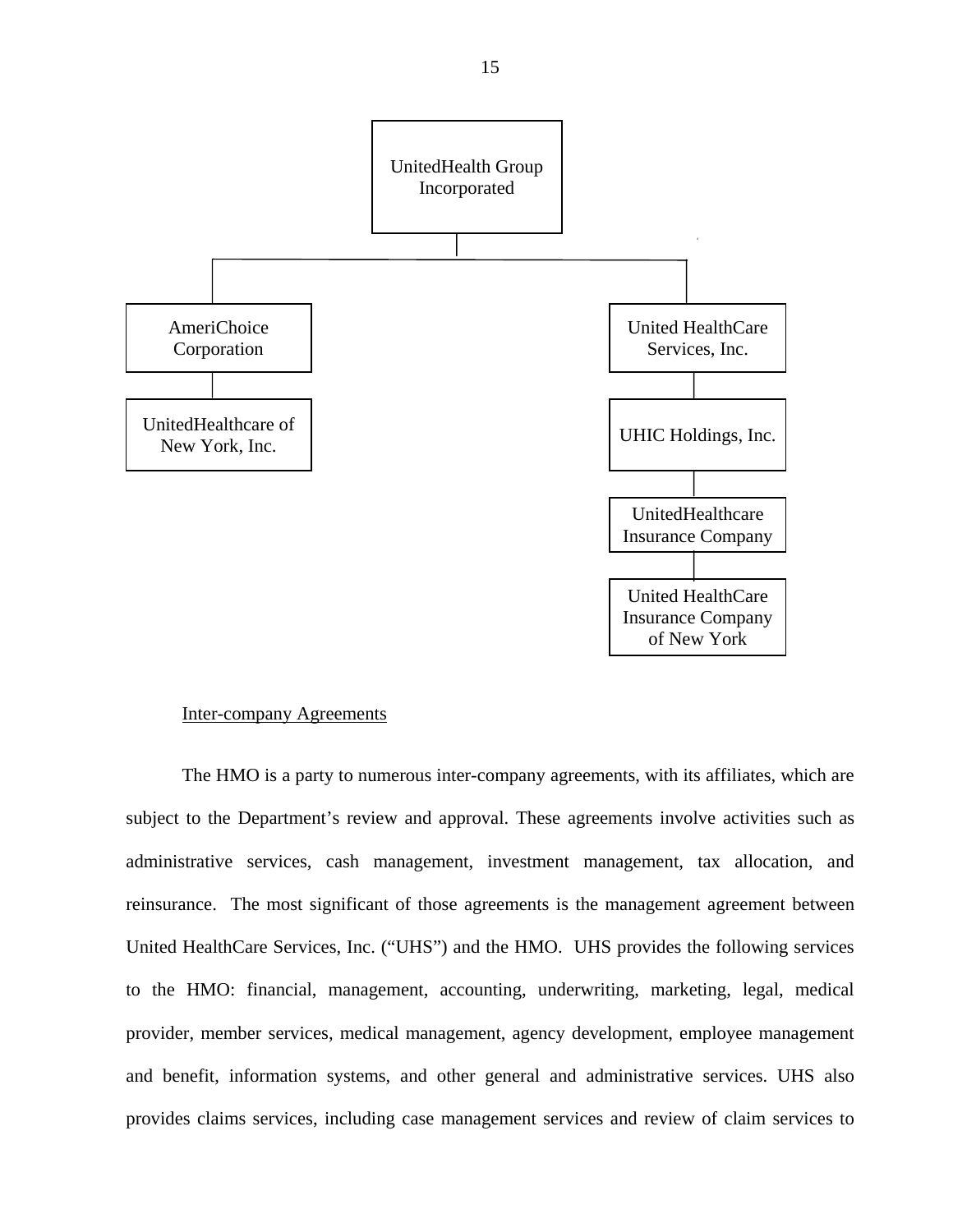UnitedHealth Group Incorporated

AmeriChoice Corporation

UnitedHealthcare of New York, Inc.

United HealthCare Services, Inc.

UHIC Holdings, Inc.

UnitedHealthcare Insurance Company

United HealthCare Insurance Company of New York

Inter-company Agreements

The HMO is a party to numerous inter-company agreements, with its affiliates, which are subject to the Department's review and approval. These agreements involve activities such as administrative services, cash management, investment management, tax allocation, and reinsurance. The most significant of those agreements is the management agreement between United HealthCare Services, Inc. ("UHS") and the HMO. UHS provides the following services to the HMO: financial, management, accounting, underwriting, marketing, legal, medical provider, member services, medical management, agency development, employee management and benefit, information systems, and other general and administrative services. UHS also provides claims services, including case management services and review of claim services to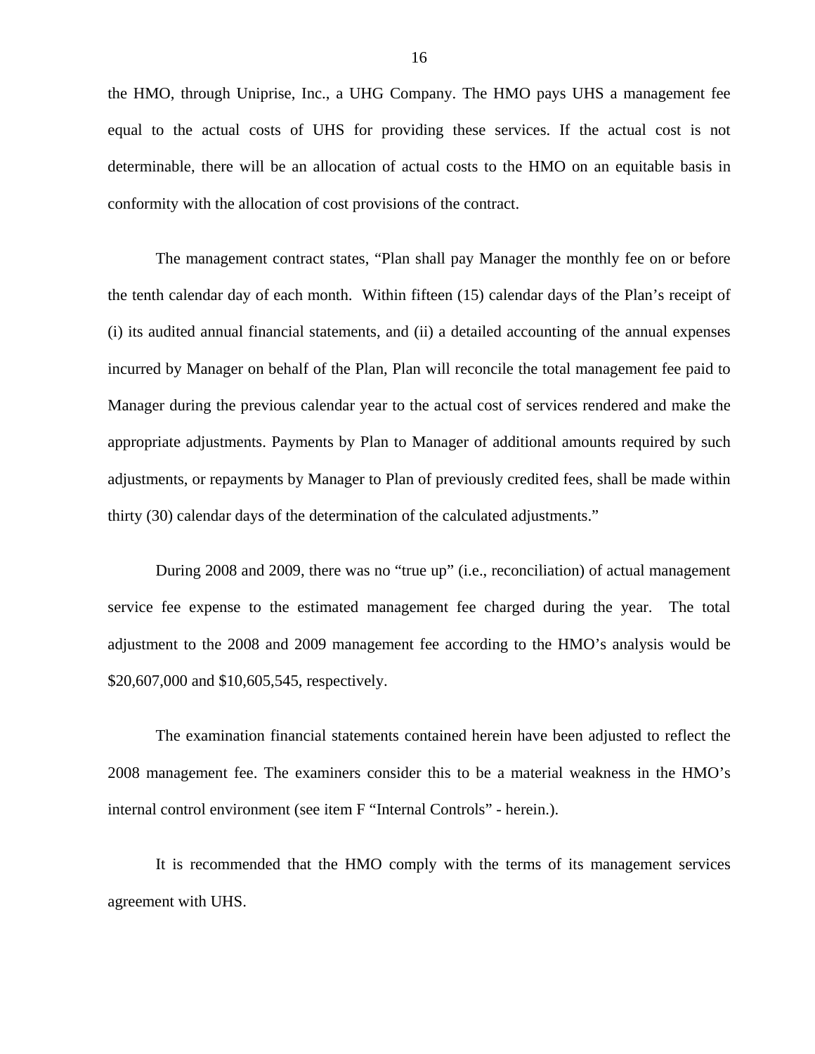the HMO, through Uniprise, Inc., a UHG Company. The HMO pays UHS a management fee equal to the actual costs of UHS for providing these services. If the actual cost is not determinable, there will be an allocation of actual costs to the HMO on an equitable basis in conformity with the allocation of cost provisions of the contract.

The management contract states, "Plan shall pay Manager the monthly fee on or before the tenth calendar day of each month. Within fifteen (15) calendar days of the Plan's receipt of (i) its audited annual financial statements, and (ii) a detailed accounting of the annual expenses incurred by Manager on behalf of the Plan, Plan will reconcile the total management fee paid to Manager during the previous calendar year to the actual cost of services rendered and make the appropriate adjustments. Payments by Plan to Manager of additional amounts required by such adjustments, or repayments by Manager to Plan of previously credited fees, shall be made within thirty (30) calendar days of the determination of the calculated adjustments."

During 2008 and 2009, there was no "true up" (i.e., reconciliation) of actual management service fee expense to the estimated management fee charged during the year. The total adjustment to the 2008 and 2009 management fee according to the HMO's analysis would be $20,607,000 and $10,605,545, respectively.

The examination financial statements contained herein have been adjusted to reflect the 2008 management fee. The examiners consider this to be a material weakness in the HMO's internal control environment (see item F "Internal Controls" - herein.).

It is recommended that the HMO comply with the terms of its management services agreement with UHS.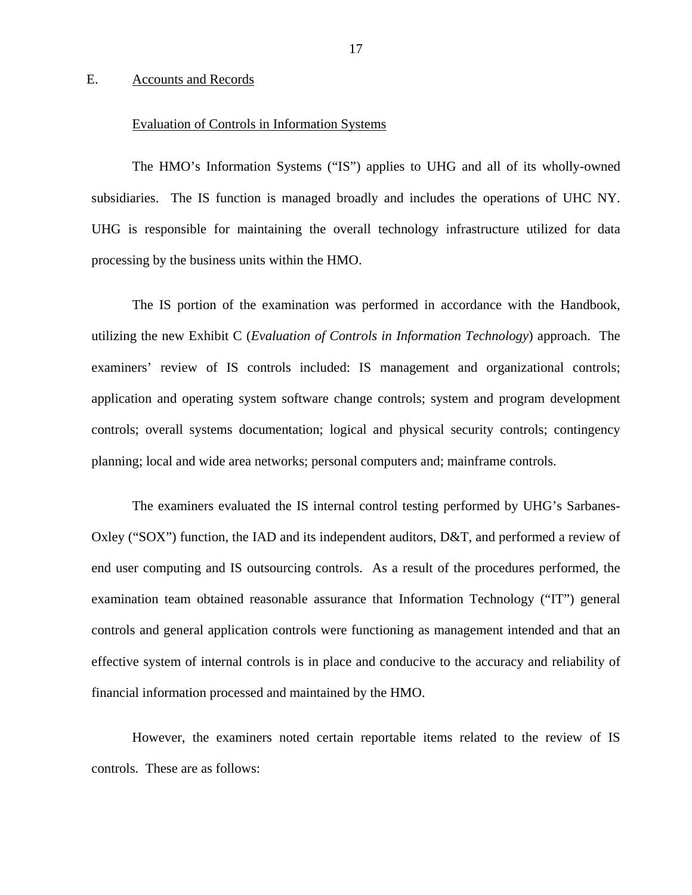## E. Accounts and Records

### Evaluation of Controls in Information Systems

The HMO's Information Systems ("IS") applies to UHG and all of its wholly-owned subsidiaries. The IS function is managed broadly and includes the operations of UHC NY. UHG is responsible for maintaining the overall technology infrastructure utilized for data processing by the business units within the HMO.

The IS portion of the examination was performed in accordance with the Handbook, utilizing the new Exhibit C (*Evaluation of Controls in Information Technology*) approach. The examiners' review of IS controls included: IS management and organizational controls; application and operating system software change controls; system and program development controls; overall systems documentation; logical and physical security controls; contingency planning; local and wide area networks; personal computers and; mainframe controls.

The examiners evaluated the IS internal control testing performed by UHG's Sarbanes-Oxley ("SOX") function, the IAD and its independent auditors, D&T, and performed a review of end user computing and IS outsourcing controls. As a result of the procedures performed, the examination team obtained reasonable assurance that Information Technology ("IT") general controls and general application controls were functioning as management intended and that an effective system of internal controls is in place and conducive to the accuracy and reliability of financial information processed and maintained by the HMO.

However, the examiners noted certain reportable items related to the review of IS controls. These are as follows: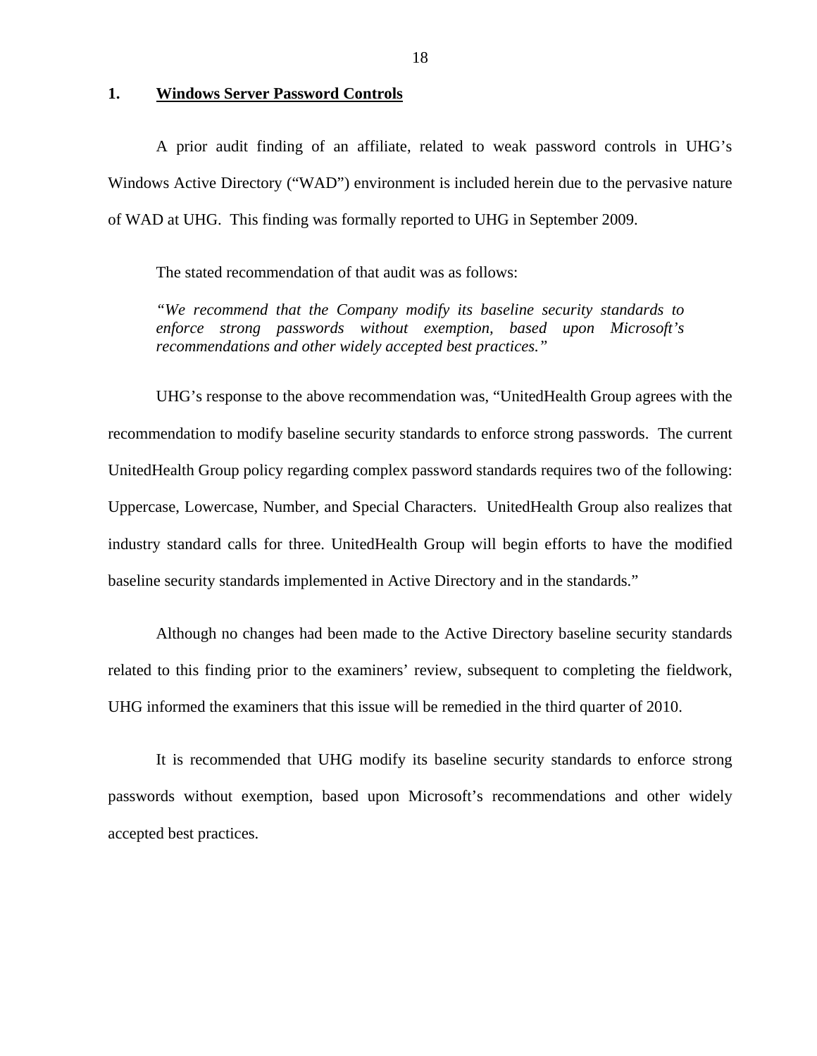## 1. Windows Server Password Controls

A prior audit finding of an affiliate, related to weak password controls in UHG's Windows Active Directory ("WAD") environment is included herein due to the pervasive nature of WAD at UHG. This finding was formally reported to UHG in September 2009.

The stated recommendation of that audit was as follows:

> *"We recommend that the Company modify its baseline security standards to enforce strong passwords without exemption, based upon Microsoft's recommendations and other widely accepted best practices."*

UHG's response to the above recommendation was, "UnitedHealth Group agrees with the recommendation to modify baseline security standards to enforce strong passwords. The current UnitedHealth Group policy regarding complex password standards requires two of the following: Uppercase, Lowercase, Number, and Special Characters. UnitedHealth Group also realizes that industry standard calls for three. UnitedHealth Group will begin efforts to have the modified baseline security standards implemented in Active Directory and in the standards."

Although no changes had been made to the Active Directory baseline security standards related to this finding prior to the examiners' review, subsequent to completing the fieldwork, UHG informed the examiners that this issue will be remedied in the third quarter of 2010.

It is recommended that UHG modify its baseline security standards to enforce strong passwords without exemption, based upon Microsoft's recommendations and other widely accepted best practices.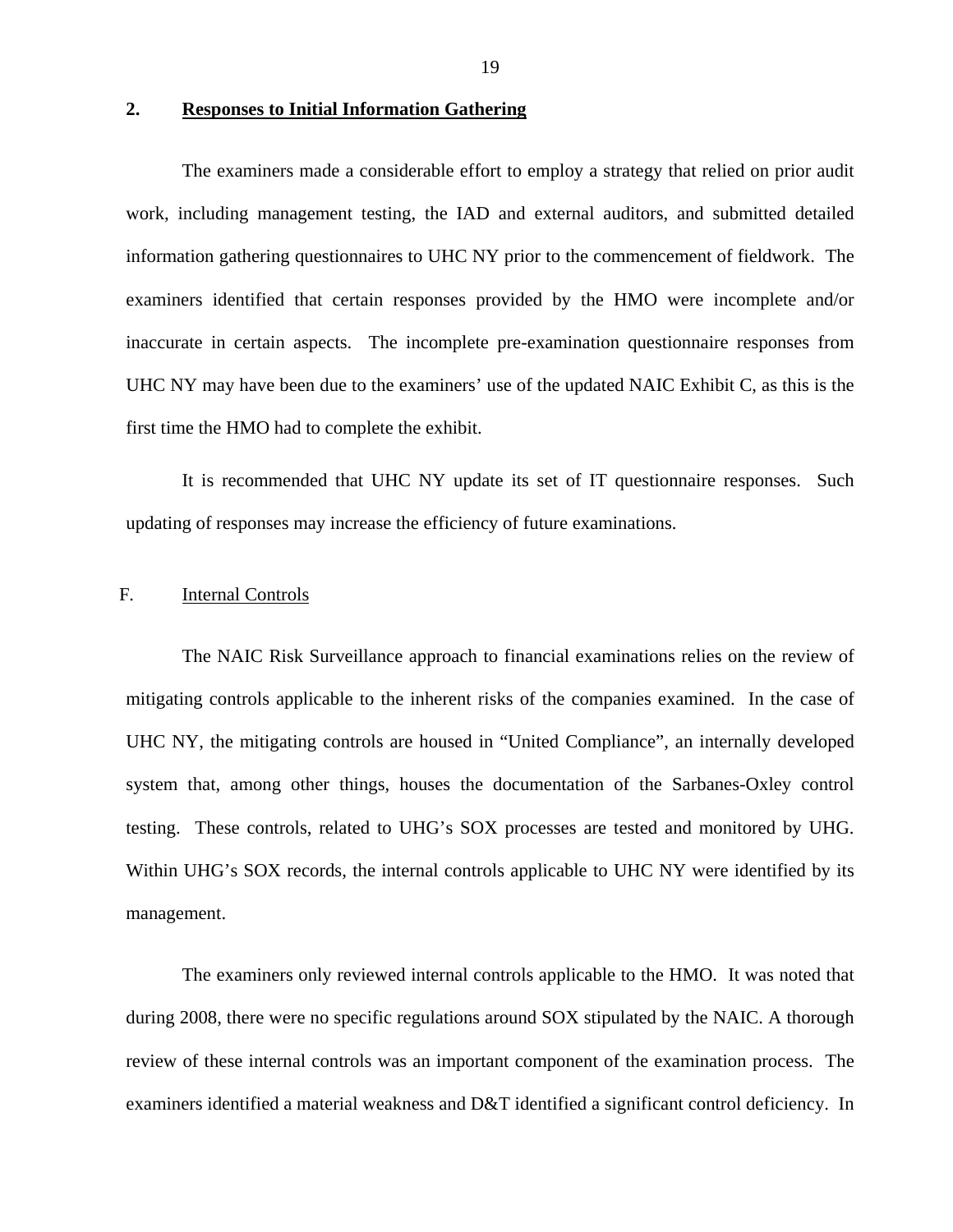## 2. Responses to Initial Information Gathering

The examiners made a considerable effort to employ a strategy that relied on prior audit work, including management testing, the IAD and external auditors, and submitted detailed information gathering questionnaires to UHC NY prior to the commencement of fieldwork. The examiners identified that certain responses provided by the HMO were incomplete and/or inaccurate in certain aspects. The incomplete pre-examination questionnaire responses from UHC NY may have been due to the examiners' use of the updated NAIC Exhibit C, as this is the first time the HMO had to complete the exhibit.

It is recommended that UHC NY update its set of IT questionnaire responses. Such updating of responses may increase the efficiency of future examinations.

## F. Internal Controls

The NAIC Risk Surveillance approach to financial examinations relies on the review of mitigating controls applicable to the inherent risks of the companies examined. In the case of UHC NY, the mitigating controls are housed in "United Compliance", an internally developed system that, among other things, houses the documentation of the Sarbanes-Oxley control testing. These controls, related to UHG's SOX processes are tested and monitored by UHG. Within UHG's SOX records, the internal controls applicable to UHC NY were identified by its management.

The examiners only reviewed internal controls applicable to the HMO. It was noted that during 2008, there were no specific regulations around SOX stipulated by the NAIC. A thorough review of these internal controls was an important component of the examination process. The examiners identified a material weakness and D&T identified a significant control deficiency. In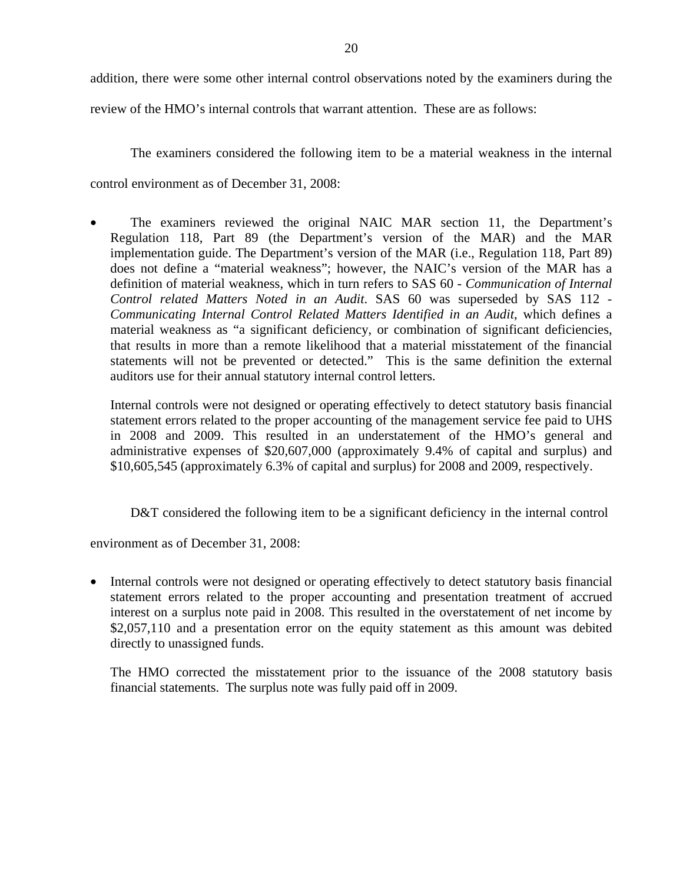addition, there were some other internal control observations noted by the examiners during the review of the HMO's internal controls that warrant attention. These are as follows:

The examiners considered the following item to be a material weakness in the internal control environment as of December 31, 2008:

- The examiners reviewed the original NAIC MAR section 11, the Department's Regulation 118, Part 89 (the Department's version of the MAR) and the MAR implementation guide. The Department's version of the MAR (i.e., Regulation 118, Part 89) does not define a "material weakness"; however, the NAIC's version of the MAR has a definition of material weakness, which in turn refers to SAS 60 - *Communication of Internal Control related Matters Noted in an Audit*. SAS 60 was superseded by SAS 112 - *Communicating Internal Control Related Matters Identified in an Audit*, which defines a material weakness as "a significant deficiency, or combination of significant deficiencies, that results in more than a remote likelihood that a material misstatement of the financial statements will not be prevented or detected." This is the same definition the external auditors use for their annual statutory internal control letters.

  Internal controls were not designed or operating effectively to detect statutory basis financial statement errors related to the proper accounting of the management service fee paid to UHS in 2008 and 2009. This resulted in an understatement of the HMO's general and administrative expenses of $20,607,000 (approximately 9.4% of capital and surplus) and $10,605,545 (approximately 6.3% of capital and surplus) for 2008 and 2009, respectively.

D&T considered the following item to be a significant deficiency in the internal control environment as of December 31, 2008:

- Internal controls were not designed or operating effectively to detect statutory basis financial statement errors related to the proper accounting and presentation treatment of accrued interest on a surplus note paid in 2008. This resulted in the overstatement of net income by $2,057,110 and a presentation error on the equity statement as this amount was debited directly to unassigned funds.

  The HMO corrected the misstatement prior to the issuance of the 2008 statutory basis financial statements. The surplus note was fully paid off in 2009.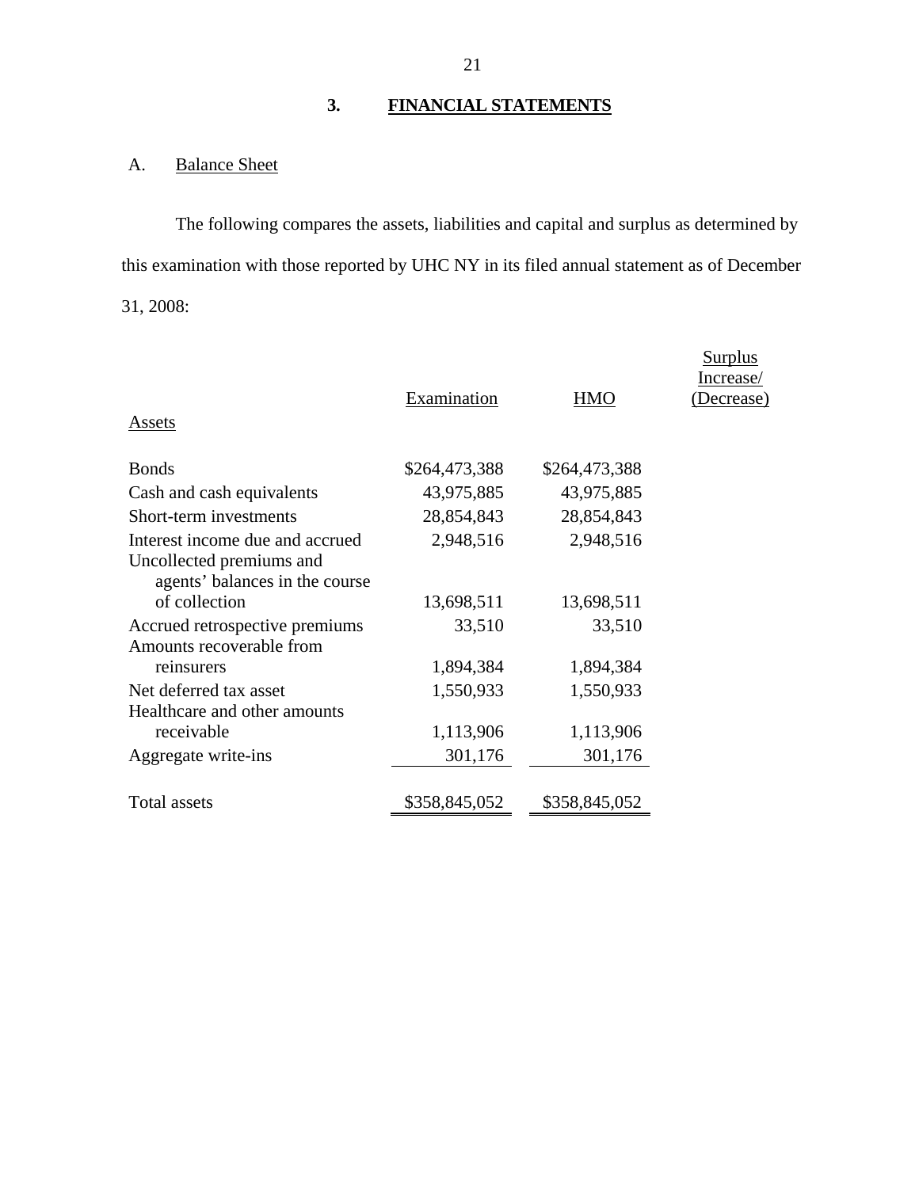## 3. FINANCIAL STATEMENTS

### A. Balance Sheet

The following compares the assets, liabilities and capital and surplus as determined by this examination with those reported by UHC NY in its filed annual statement as of December 31, 2008:

| | Examination | HMO | Surplus Increase/ (Decrease) |
|---|---|---|---|
| Assets | | | |
| Bonds | $264,473,388 | $264,473,388 | |
| Cash and cash equivalents | 43,975,885 | 43,975,885 | |
| Short-term investments | 28,854,843 | 28,854,843 | |
| Interest income due and accrued | 2,948,516 | 2,948,516 | |
| Uncollected premiums and agents' balances in the course of collection | 13,698,511 | 13,698,511 | |
| Accrued retrospective premiums | 33,510 | 33,510 | |
| Amounts recoverable from reinsurers | 1,894,384 | 1,894,384 | |
| Net deferred tax asset | 1,550,933 | 1,550,933 | |
| Healthcare and other amounts receivable | 1,113,906 | 1,113,906 | |
| Aggregate write-ins | 301,176 | 301,176 | |
| Total assets | $358,845,052 | $358,845,052 | |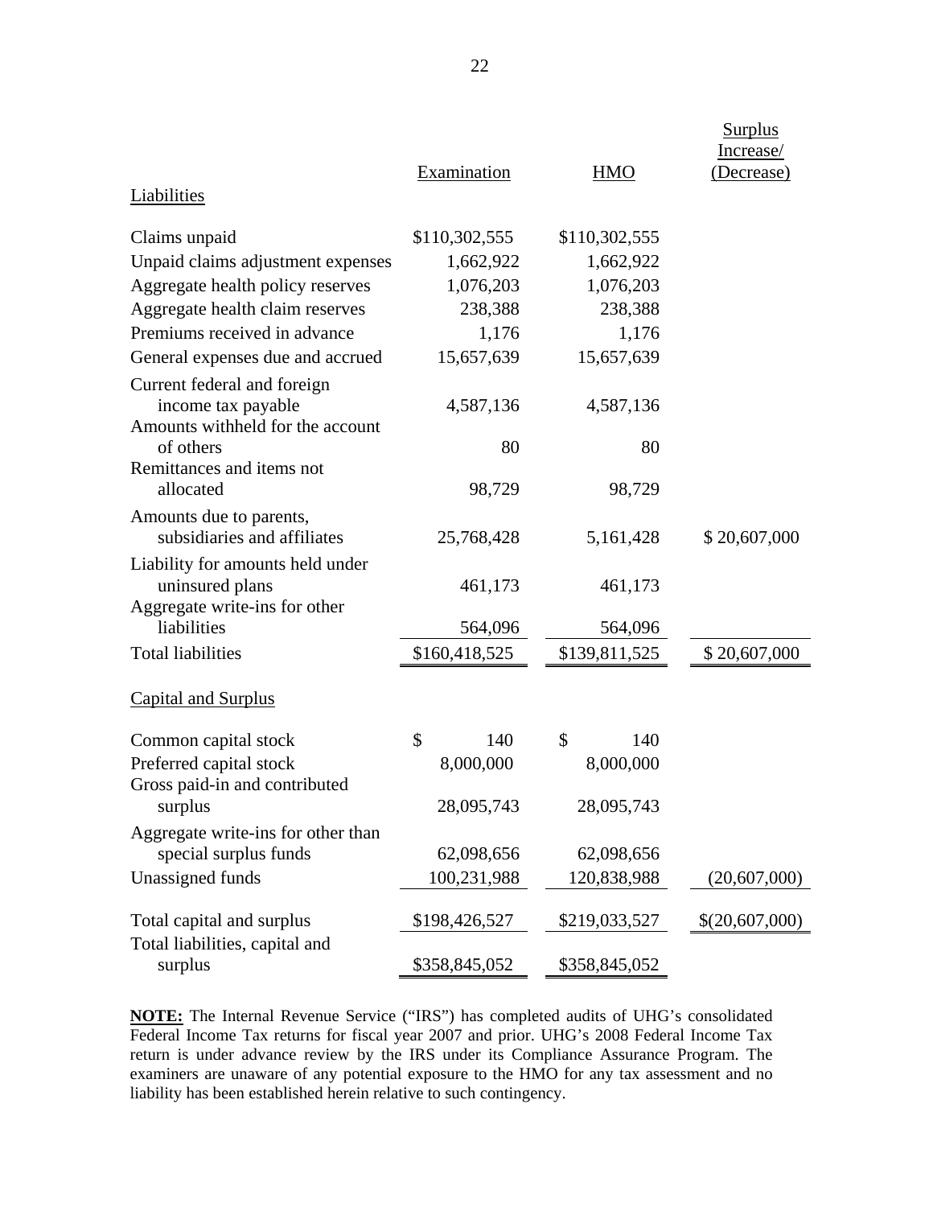| | Examination | HMO | Surplus Increase/ (Decrease) |
|---|---|---|---|
| Liabilities | | | |
| Claims unpaid | $110,302,555 | $110,302,555 | |
| Unpaid claims adjustment expenses | 1,662,922 | 1,662,922 | |
| Aggregate health policy reserves | 1,076,203 | 1,076,203 | |
| Aggregate health claim reserves | 238,388 | 238,388 | |
| Premiums received in advance | 1,176 | 1,176 | |
| General expenses due and accrued | 15,657,639 | 15,657,639 | |
| Current federal and foreign income tax payable | 4,587,136 | 4,587,136 | |
| Amounts withheld for the account of others | 80 | 80 | |
| Remittances and items not allocated | 98,729 | 98,729 | |
| Amounts due to parents, subsidiaries and affiliates | 25,768,428 | 5,161,428 | $ 20,607,000 |
| Liability for amounts held under uninsured plans | 461,173 | 461,173 | |
| Aggregate write-ins for other liabilities | 564,096 | 564,096 | |
| Total liabilities | $160,418,525 | $139,811,525 | $ 20,607,000 |
| Capital and Surplus | | | |
| Common capital stock | $ 140 | $ 140 | |
| Preferred capital stock | 8,000,000 | 8,000,000 | |
| Gross paid-in and contributed surplus | 28,095,743 | 28,095,743 | |
| Aggregate write-ins for other than special surplus funds | 62,098,656 | 62,098,656 | |
| Unassigned funds | 100,231,988 | 120,838,988 | (20,607,000) |
| Total capital and surplus | $198,426,527 | $219,033,527 | $(20,607,000) |
| Total liabilities, capital and surplus | $358,845,052 | $358,845,052 | |

**NOTE:** The Internal Revenue Service ("IRS") has completed audits of UHG's consolidated Federal Income Tax returns for fiscal year 2007 and prior. UHG's 2008 Federal Income Tax return is under advance review by the IRS under its Compliance Assurance Program. The examiners are unaware of any potential exposure to the HMO for any tax assessment and no liability has been established herein relative to such contingency.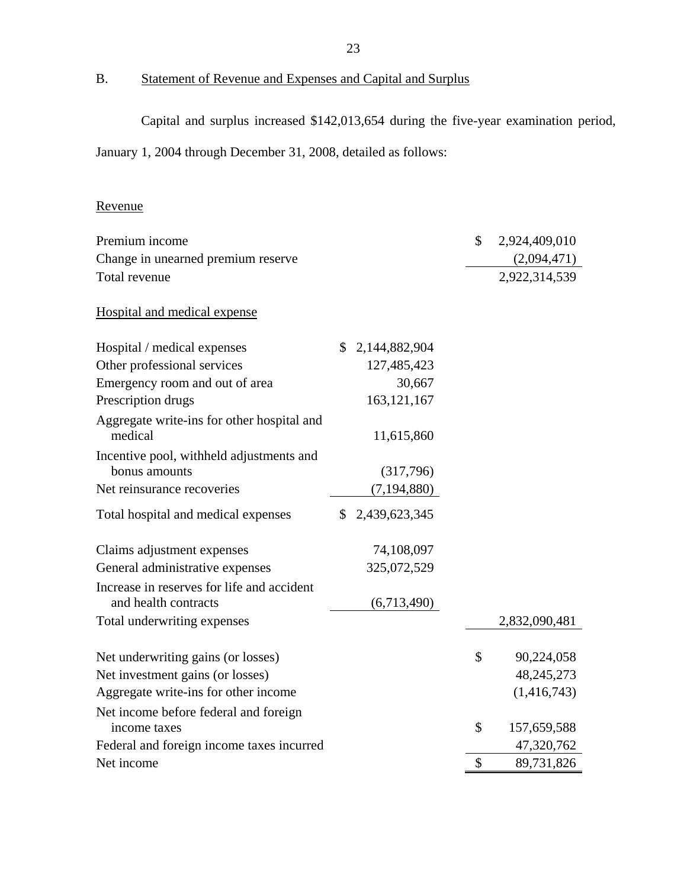## B. Statement of Revenue and Expenses and Capital and Surplus

Capital and surplus increased $142,013,654 during the five-year examination period, January 1, 2004 through December 31, 2008, detailed as follows:

| | | |
|---|---|---|
| Revenue | | |
| Premium income | | $ 2,924,409,010 |
| Change in unearned premium reserve | | (2,094,471) |
| Total revenue | | 2,922,314,539 |
| Hospital and medical expense | | |
| Hospital / medical expenses | $ 2,144,882,904 | |
| Other professional services | 127,485,423 | |
| Emergency room and out of area | 30,667 | |
| Prescription drugs | 163,121,167 | |
| Aggregate write-ins for other hospital and medical | 11,615,860 | |
| Incentive pool, withheld adjustments and bonus amounts | (317,796) | |
| Net reinsurance recoveries | (7,194,880) | |
| Total hospital and medical expenses | $ 2,439,623,345 | |
| Claims adjustment expenses | 74,108,097 | |
| General administrative expenses | 325,072,529 | |
| Increase in reserves for life and accident and health contracts | (6,713,490) | |
| Total underwriting expenses | | 2,832,090,481 |
| Net underwriting gains (or losses) | | $ 90,224,058 |
| Net investment gains (or losses) | | 48,245,273 |
| Aggregate write-ins for other income | | (1,416,743) |
| Net income before federal and foreign income taxes | | $ 157,659,588 |
| Federal and foreign income taxes incurred | | 47,320,762 |
| Net income | | $ 89,731,826 |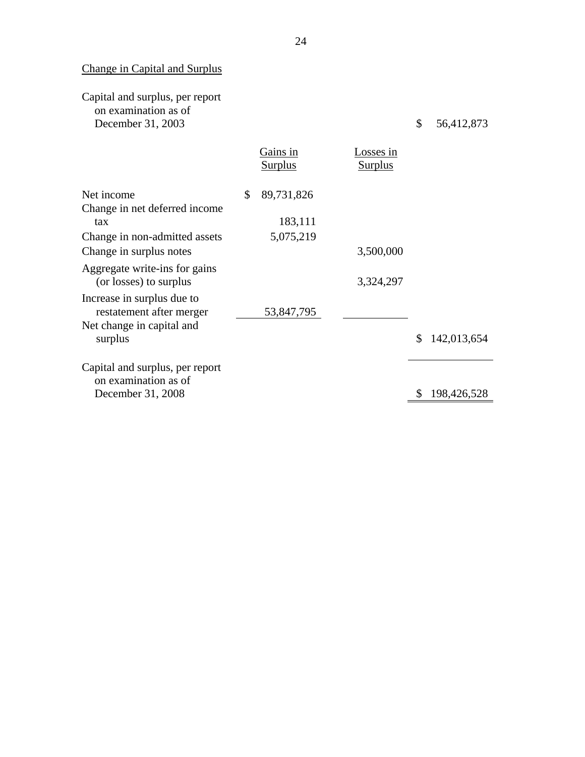Change in Capital and Surplus

| | Gains in Surplus | Losses in Surplus | |
|---|---|---|---|
| Capital and surplus, per report on examination as of December 31, 2003 | | | $ 56,412,873 |
| Net income | $ 89,731,826 | | |
| Change in net deferred income tax | 183,111 | | |
| Change in non-admitted assets | 5,075,219 | | |
| Change in surplus notes | | 3,500,000 | |
| Aggregate write-ins for gains (or losses) to surplus | | 3,324,297 | |
| Increase in surplus due to restatement after merger | 53,847,795 | | |
| Net change in capital and surplus | | | $ 142,013,654 |
| Capital and surplus, per report on examination as of December 31, 2008 | | | $ 198,426,528 |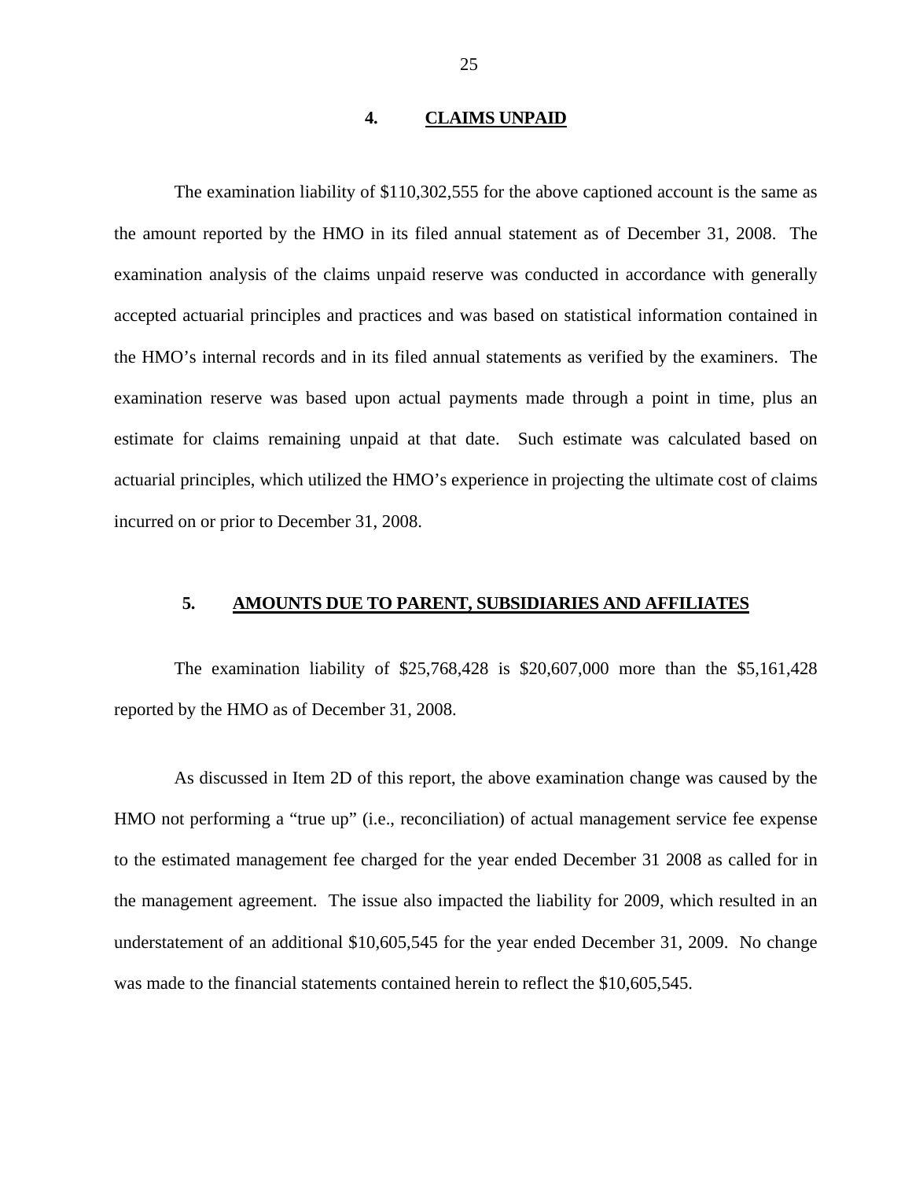## 4. CLAIMS UNPAID

The examination liability of $110,302,555 for the above captioned account is the same as the amount reported by the HMO in its filed annual statement as of December 31, 2008. The examination analysis of the claims unpaid reserve was conducted in accordance with generally accepted actuarial principles and practices and was based on statistical information contained in the HMO's internal records and in its filed annual statements as verified by the examiners. The examination reserve was based upon actual payments made through a point in time, plus an estimate for claims remaining unpaid at that date. Such estimate was calculated based on actuarial principles, which utilized the HMO's experience in projecting the ultimate cost of claims incurred on or prior to December 31, 2008.

## 5. AMOUNTS DUE TO PARENT, SUBSIDIARIES AND AFFILIATES

The examination liability of $25,768,428 is $20,607,000 more than the $5,161,428 reported by the HMO as of December 31, 2008.

As discussed in Item 2D of this report, the above examination change was caused by the HMO not performing a "true up" (i.e., reconciliation) of actual management service fee expense to the estimated management fee charged for the year ended December 31 2008 as called for in the management agreement. The issue also impacted the liability for 2009, which resulted in an understatement of an additional $10,605,545 for the year ended December 31, 2009. No change was made to the financial statements contained herein to reflect the $10,605,545.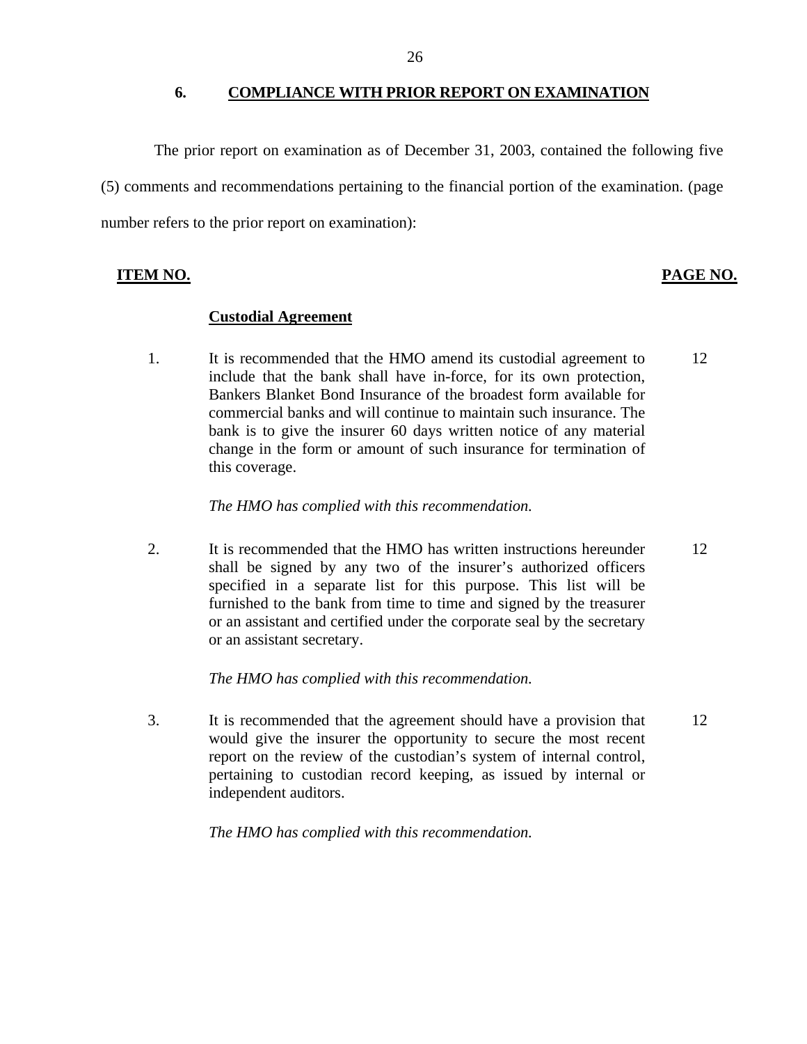## 6. COMPLIANCE WITH PRIOR REPORT ON EXAMINATION

The prior report on examination as of December 31, 2003, contained the following five (5) comments and recommendations pertaining to the financial portion of the examination. (page number refers to the prior report on examination):

| ITEM NO. | | PAGE NO. |
|---|---|---|
| | **Custodial Agreement** | |
| 1. | It is recommended that the HMO amend its custodial agreement to include that the bank shall have in-force, for its own protection, Bankers Blanket Bond Insurance of the broadest form available for commercial banks and will continue to maintain such insurance. The bank is to give the insurer 60 days written notice of any material change in the form or amount of such insurance for termination of this coverage. | 12 |
| | *The HMO has complied with this recommendation.* | |
| 2. | It is recommended that the HMO has written instructions hereunder shall be signed by any two of the insurer's authorized officers specified in a separate list for this purpose. This list will be furnished to the bank from time to time and signed by the treasurer or an assistant and certified under the corporate seal by the secretary or an assistant secretary. | 12 |
| | *The HMO has complied with this recommendation.* | |
| 3. | It is recommended that the agreement should have a provision that would give the insurer the opportunity to secure the most recent report on the review of the custodian's system of internal control, pertaining to custodian record keeping, as issued by internal or independent auditors. | 12 |
| | *The HMO has complied with this recommendation.* | |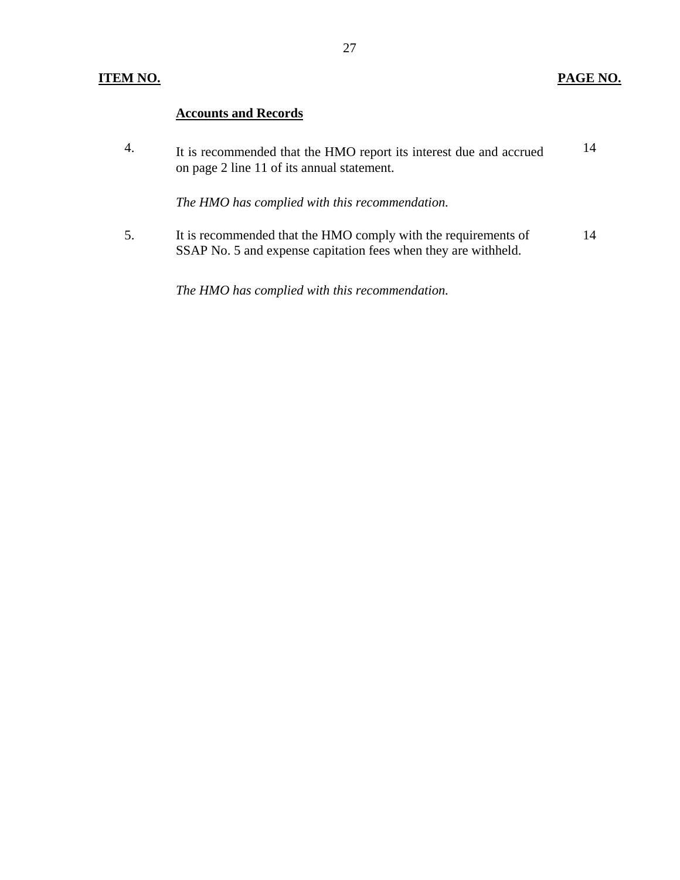| ITEM NO. | | PAGE NO. |
| --- | --- | --- |
| | **Accounts and Records** | |
| 4. | It is recommended that the HMO report its interest due and accrued on page 2 line 11 of its annual statement. | 14 |
| | *The HMO has complied with this recommendation.* | |
| 5. | It is recommended that the HMO comply with the requirements of SSAP No. 5 and expense capitation fees when they are withheld. | 14 |
| | *The HMO has complied with this recommendation.* | |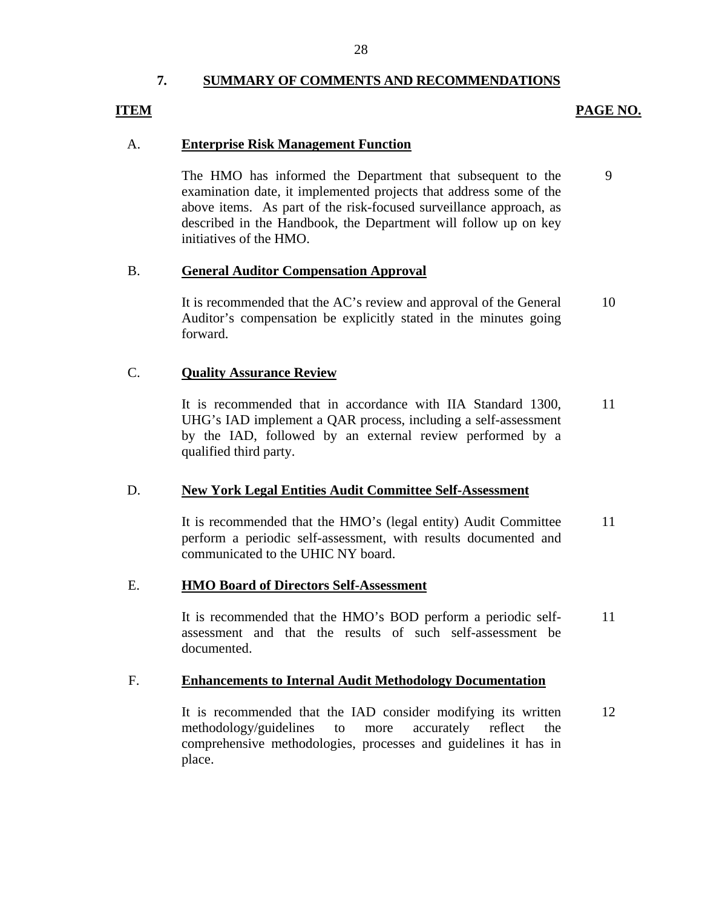## 7. SUMMARY OF COMMENTS AND RECOMMENDATIONS

| ITEM | | PAGE NO. |
|---|---|---|
| A. | **Enterprise Risk Management Function**<br><br>The HMO has informed the Department that subsequent to the examination date, it implemented projects that address some of the above items. As part of the risk-focused surveillance approach, as described in the Handbook, the Department will follow up on key initiatives of the HMO. | 9 |
| B. | **General Auditor Compensation Approval**<br><br>It is recommended that the AC's review and approval of the General Auditor's compensation be explicitly stated in the minutes going forward. | 10 |
| C. | **Quality Assurance Review**<br><br>It is recommended that in accordance with IIA Standard 1300, UHG's IAD implement a QAR process, including a self-assessment by the IAD, followed by an external review performed by a qualified third party. | 11 |
| D. | **New York Legal Entities Audit Committee Self-Assessment**<br><br>It is recommended that the HMO's (legal entity) Audit Committee perform a periodic self-assessment, with results documented and communicated to the UHIC NY board. | 11 |
| E. | **HMO Board of Directors Self-Assessment**<br><br>It is recommended that the HMO's BOD perform a periodic self-assessment and that the results of such self-assessment be documented. | 11 |
| F. | **Enhancements to Internal Audit Methodology Documentation**<br><br>It is recommended that the IAD consider modifying its written methodology/guidelines to more accurately reflect the comprehensive methodologies, processes and guidelines it has in place. | 12 |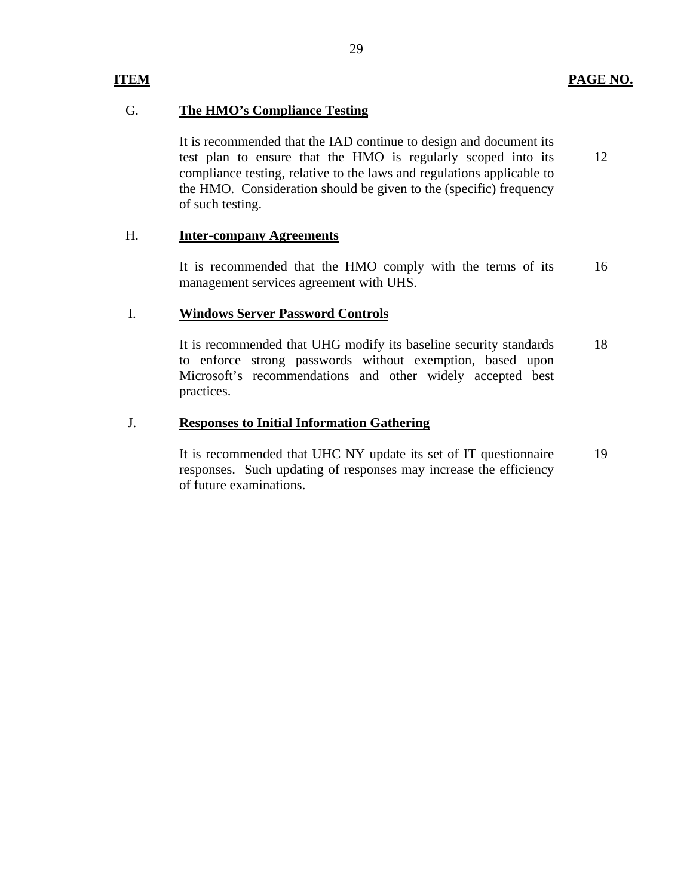| ITEM | | PAGE NO. |
|---|---|---|
| G. | **The HMO's Compliance Testing** | |
| | It is recommended that the IAD continue to design and document its test plan to ensure that the HMO is regularly scoped into its compliance testing, relative to the laws and regulations applicable to the HMO. Consideration should be given to the (specific) frequency of such testing. | 12 |
| H. | **Inter-company Agreements** | |
| | It is recommended that the HMO comply with the terms of its management services agreement with UHS. | 16 |
| I. | **Windows Server Password Controls** | |
| | It is recommended that UHG modify its baseline security standards to enforce strong passwords without exemption, based upon Microsoft's recommendations and other widely accepted best practices. | 18 |
| J. | **Responses to Initial Information Gathering** | |
| | It is recommended that UHC NY update its set of IT questionnaire responses. Such updating of responses may increase the efficiency of future examinations. | 19 |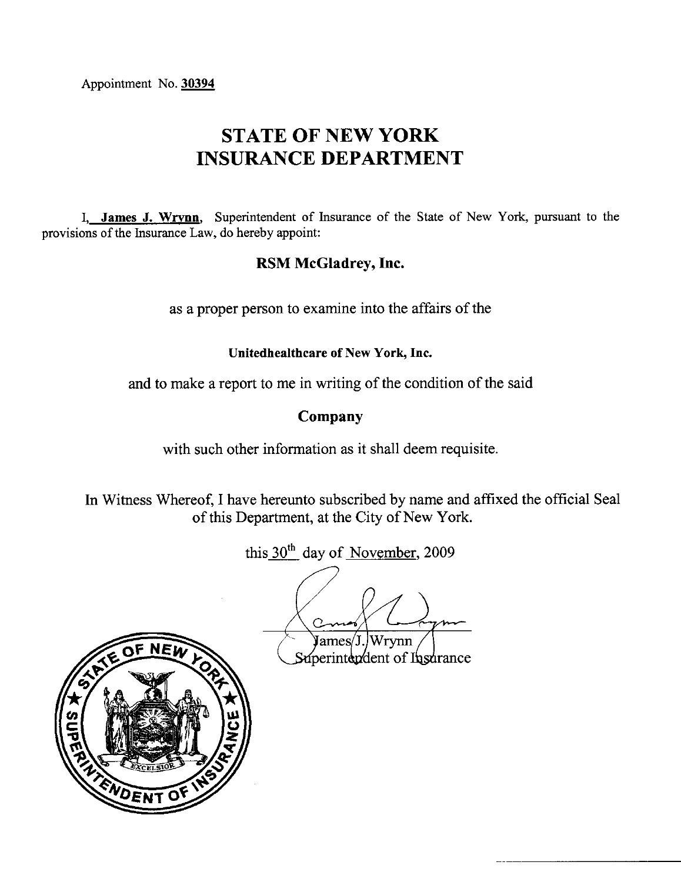Appointment No. **30394**

# STATE OF NEW YORK
# INSURANCE DEPARTMENT

I, **James J. Wrynn**, Superintendent of Insurance of the State of New York, pursuant to the provisions of the Insurance Law, do hereby appoint:

**RSM McGladrey, Inc.**

as a proper person to examine into the affairs of the

**Unitedhealthcare of New York, Inc.**

and to make a report to me in writing of the condition of the said

**Company**

with such other information as it shall deem requisite.

In Witness Whereof, I have hereunto subscribed by name and affixed the official Seal of this Department, at the City of New York.

this 30th day of November, 2009

James J. Wrynn
Superintendent of Insurance

STATE OF NEW YORK SUPERINTENDENT OF INSURANCE
EXCELSIOR